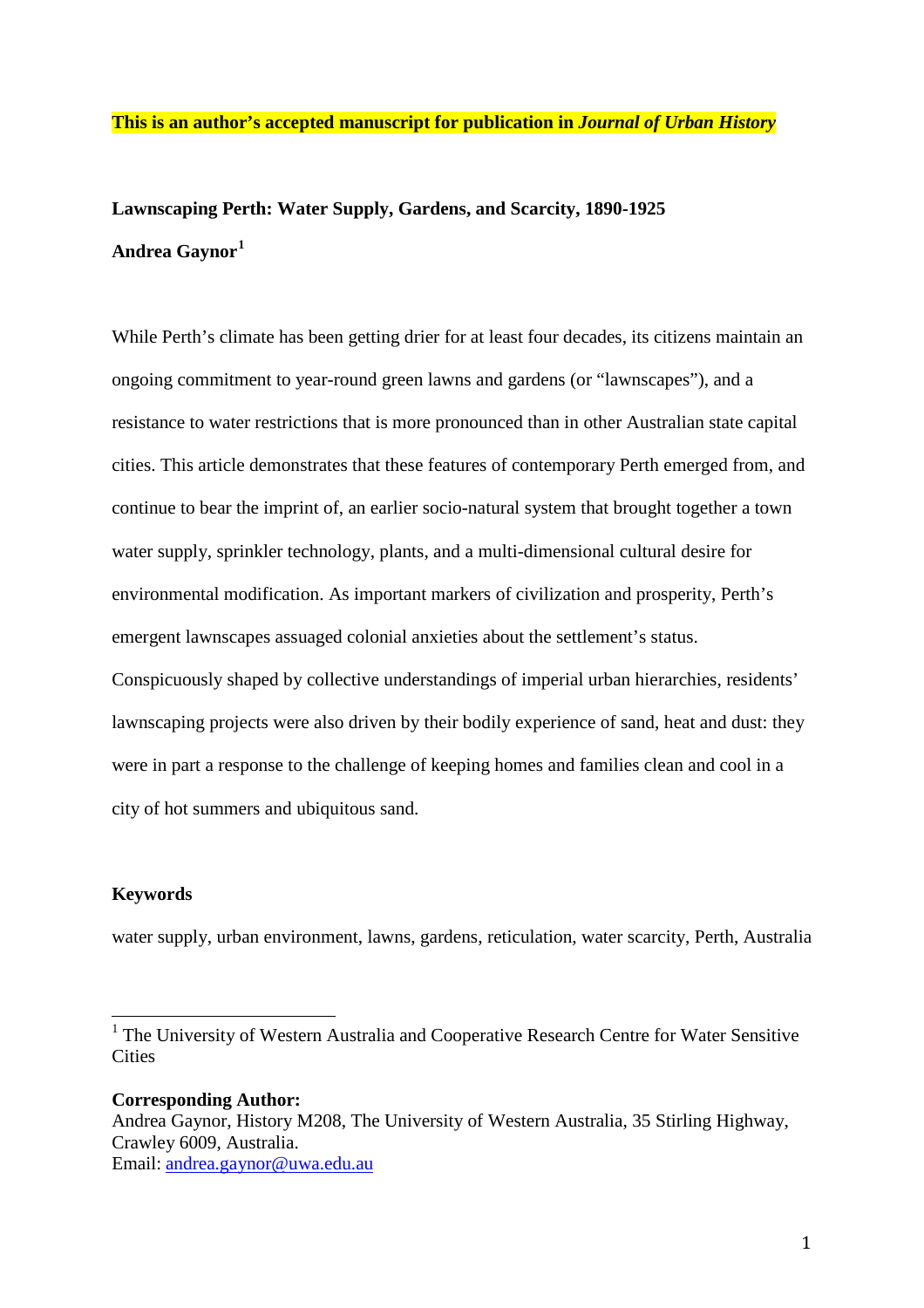**This is an author's accepted manuscript for publication in *Journal of Urban History***

# Lawnscaping Perth: Water Supply, Gardens, and Scarcity, 1890-1925

**Andrea Gaynor[1]**

While Perth's climate has been getting drier for at least four decades, its citizens maintain an ongoing commitment to year-round green lawns and gardens (or "lawnscapes"), and a resistance to water restrictions that is more pronounced than in other Australian state capital cities. This article demonstrates that these features of contemporary Perth emerged from, and continue to bear the imprint of, an earlier socio-natural system that brought together a town water supply, sprinkler technology, plants, and a multi-dimensional cultural desire for environmental modification. As important markers of civilization and prosperity, Perth's emergent lawnscapes assuaged colonial anxieties about the settlement's status. Conspicuously shaped by collective understandings of imperial urban hierarchies, residents' lawnscaping projects were also driven by their bodily experience of sand, heat and dust: they were in part a response to the challenge of keeping homes and families clean and cool in a city of hot summers and ubiquitous sand.

## Keywords

water supply, urban environment, lawns, gardens, reticulation, water scarcity, Perth, Australia

[1] The University of Western Australia and Cooperative Research Centre for Water Sensitive Cities

**Corresponding Author:**
Andrea Gaynor, History M208, The University of Western Australia, 35 Stirling Highway, Crawley 6009, Australia.
Email: andrea.gaynor@uwa.edu.au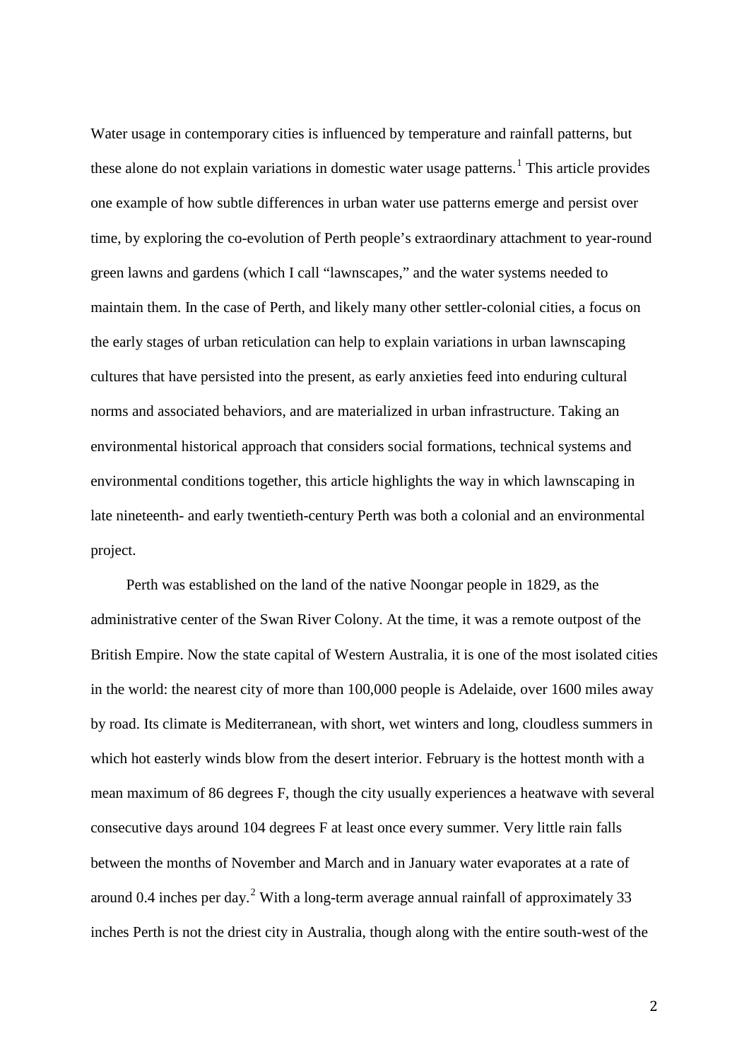Water usage in contemporary cities is influenced by temperature and rainfall patterns, but these alone do not explain variations in domestic water usage patterns.[1] This article provides one example of how subtle differences in urban water use patterns emerge and persist over time, by exploring the co-evolution of Perth people's extraordinary attachment to year-round green lawns and gardens (which I call "lawnscapes," and the water systems needed to maintain them. In the case of Perth, and likely many other settler-colonial cities, a focus on the early stages of urban reticulation can help to explain variations in urban lawnscaping cultures that have persisted into the present, as early anxieties feed into enduring cultural norms and associated behaviors, and are materialized in urban infrastructure. Taking an environmental historical approach that considers social formations, technical systems and environmental conditions together, this article highlights the way in which lawnscaping in late nineteenth- and early twentieth-century Perth was both a colonial and an environmental project.

Perth was established on the land of the native Noongar people in 1829, as the administrative center of the Swan River Colony. At the time, it was a remote outpost of the British Empire. Now the state capital of Western Australia, it is one of the most isolated cities in the world: the nearest city of more than 100,000 people is Adelaide, over 1600 miles away by road. Its climate is Mediterranean, with short, wet winters and long, cloudless summers in which hot easterly winds blow from the desert interior. February is the hottest month with a mean maximum of 86 degrees F, though the city usually experiences a heatwave with several consecutive days around 104 degrees F at least once every summer. Very little rain falls between the months of November and March and in January water evaporates at a rate of around 0.4 inches per day.[2] With a long-term average annual rainfall of approximately 33 inches Perth is not the driest city in Australia, though along with the entire south-west of the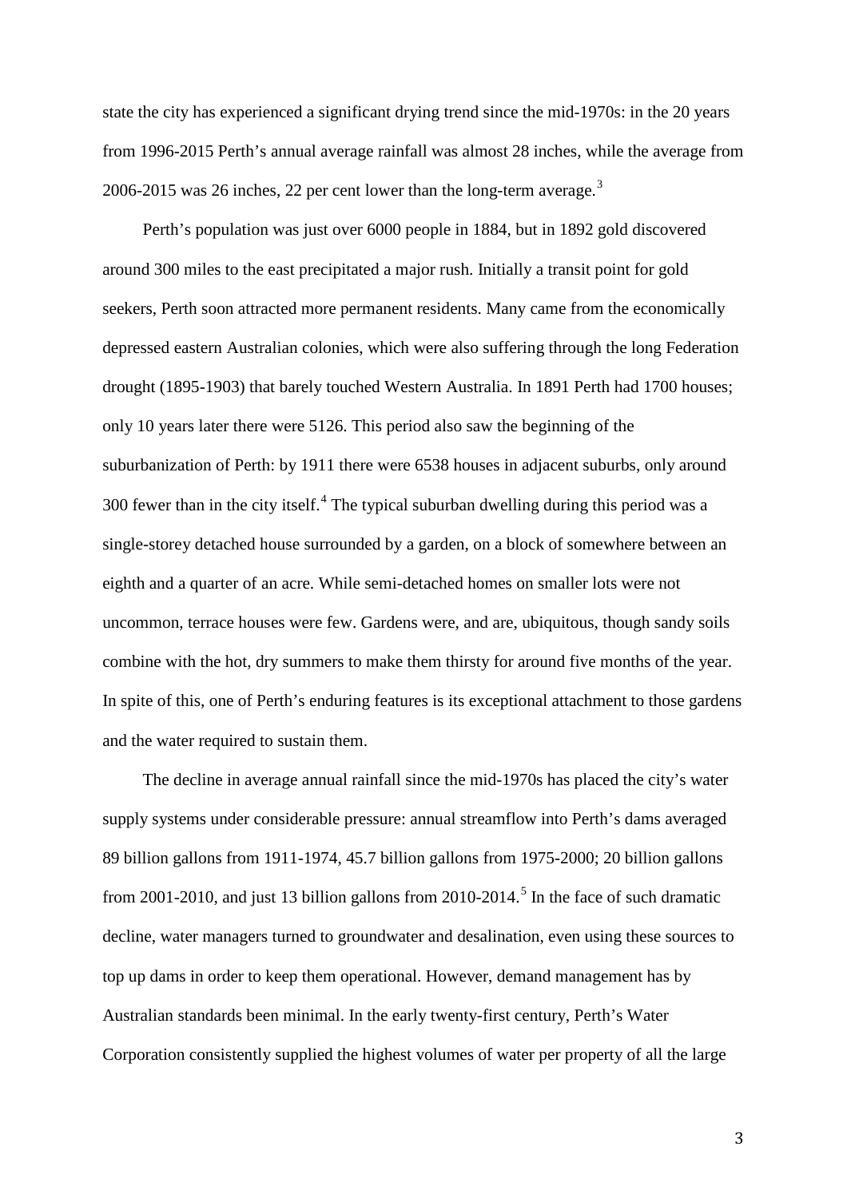state the city has experienced a significant drying trend since the mid-1970s: in the 20 years from 1996-2015 Perth's annual average rainfall was almost 28 inches, while the average from 2006-2015 was 26 inches, 22 per cent lower than the long-term average.[3]

Perth's population was just over 6000 people in 1884, but in 1892 gold discovered around 300 miles to the east precipitated a major rush. Initially a transit point for gold seekers, Perth soon attracted more permanent residents. Many came from the economically depressed eastern Australian colonies, which were also suffering through the long Federation drought (1895-1903) that barely touched Western Australia. In 1891 Perth had 1700 houses; only 10 years later there were 5126. This period also saw the beginning of the suburbanization of Perth: by 1911 there were 6538 houses in adjacent suburbs, only around 300 fewer than in the city itself.[4] The typical suburban dwelling during this period was a single-storey detached house surrounded by a garden, on a block of somewhere between an eighth and a quarter of an acre. While semi-detached homes on smaller lots were not uncommon, terrace houses were few. Gardens were, and are, ubiquitous, though sandy soils combine with the hot, dry summers to make them thirsty for around five months of the year. In spite of this, one of Perth's enduring features is its exceptional attachment to those gardens and the water required to sustain them.

The decline in average annual rainfall since the mid-1970s has placed the city's water supply systems under considerable pressure: annual streamflow into Perth's dams averaged 89 billion gallons from 1911-1974, 45.7 billion gallons from 1975-2000; 20 billion gallons from 2001-2010, and just 13 billion gallons from 2010-2014.[5] In the face of such dramatic decline, water managers turned to groundwater and desalination, even using these sources to top up dams in order to keep them operational. However, demand management has by Australian standards been minimal. In the early twenty-first century, Perth's Water Corporation consistently supplied the highest volumes of water per property of all the large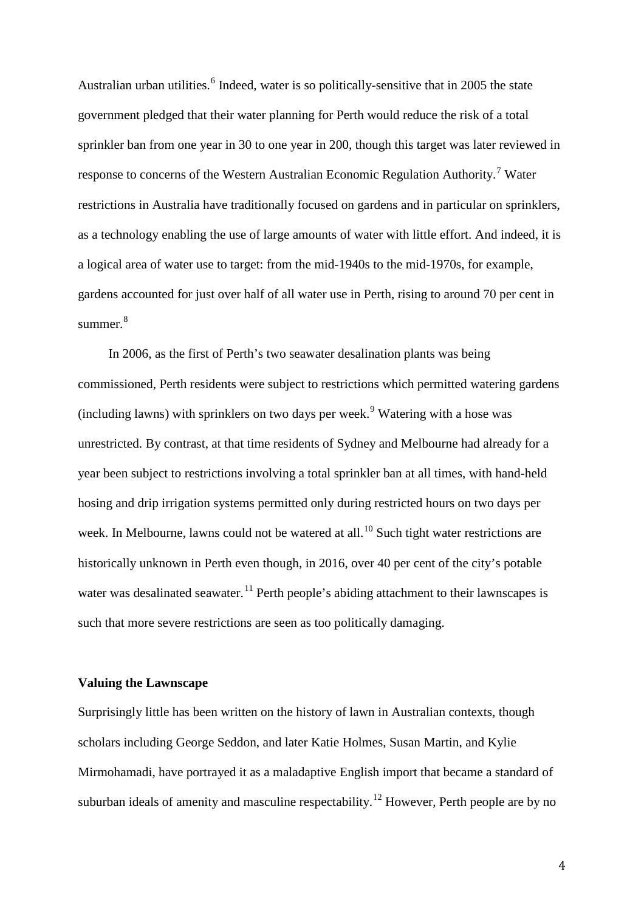Australian urban utilities.[6] Indeed, water is so politically-sensitive that in 2005 the state government pledged that their water planning for Perth would reduce the risk of a total sprinkler ban from one year in 30 to one year in 200, though this target was later reviewed in response to concerns of the Western Australian Economic Regulation Authority.[7] Water restrictions in Australia have traditionally focused on gardens and in particular on sprinklers, as a technology enabling the use of large amounts of water with little effort. And indeed, it is a logical area of water use to target: from the mid-1940s to the mid-1970s, for example, gardens accounted for just over half of all water use in Perth, rising to around 70 per cent in summer.[8]

In 2006, as the first of Perth's two seawater desalination plants was being commissioned, Perth residents were subject to restrictions which permitted watering gardens (including lawns) with sprinklers on two days per week.[9] Watering with a hose was unrestricted. By contrast, at that time residents of Sydney and Melbourne had already for a year been subject to restrictions involving a total sprinkler ban at all times, with hand-held hosing and drip irrigation systems permitted only during restricted hours on two days per week. In Melbourne, lawns could not be watered at all.[10] Such tight water restrictions are historically unknown in Perth even though, in 2016, over 40 per cent of the city's potable water was desalinated seawater.[11] Perth people's abiding attachment to their lawnscapes is such that more severe restrictions are seen as too politically damaging.

### Valuing the Lawnscape

Surprisingly little has been written on the history of lawn in Australian contexts, though scholars including George Seddon, and later Katie Holmes, Susan Martin, and Kylie Mirmohamadi, have portrayed it as a maladaptive English import that became a standard of suburban ideals of amenity and masculine respectability.[12] However, Perth people are by no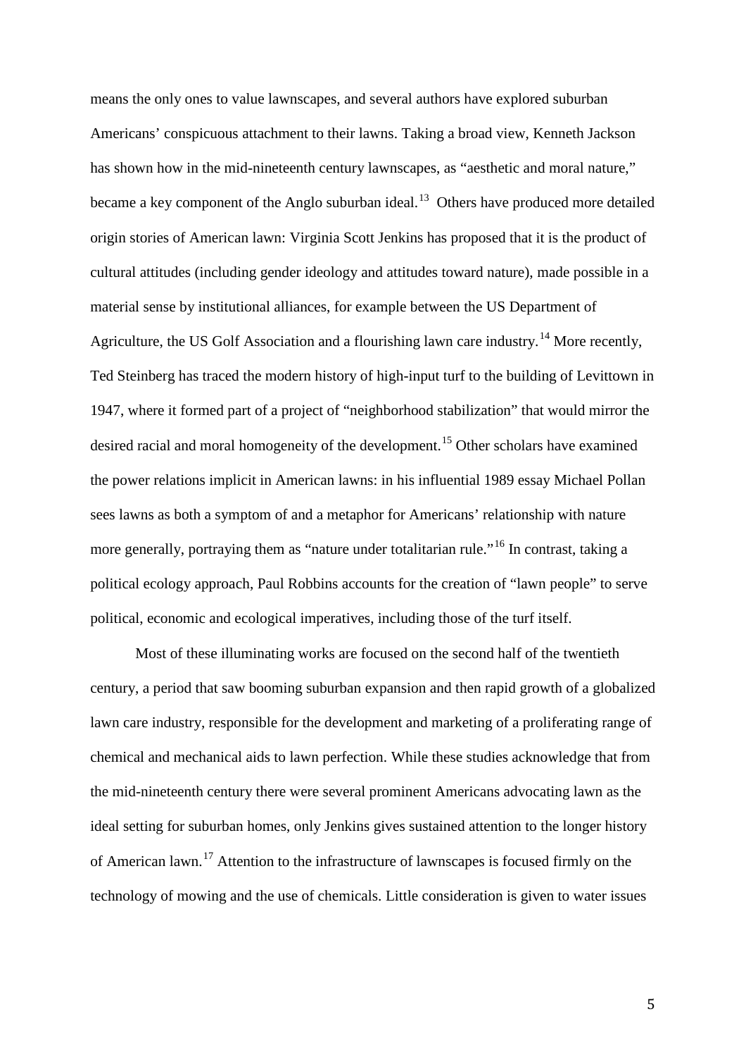means the only ones to value lawnscapes, and several authors have explored suburban Americans' conspicuous attachment to their lawns. Taking a broad view, Kenneth Jackson has shown how in the mid-nineteenth century lawnscapes, as "aesthetic and moral nature," became a key component of the Anglo suburban ideal.[13] Others have produced more detailed origin stories of American lawn: Virginia Scott Jenkins has proposed that it is the product of cultural attitudes (including gender ideology and attitudes toward nature), made possible in a material sense by institutional alliances, for example between the US Department of Agriculture, the US Golf Association and a flourishing lawn care industry.[14] More recently, Ted Steinberg has traced the modern history of high-input turf to the building of Levittown in 1947, where it formed part of a project of "neighborhood stabilization" that would mirror the desired racial and moral homogeneity of the development.[15] Other scholars have examined the power relations implicit in American lawns: in his influential 1989 essay Michael Pollan sees lawns as both a symptom of and a metaphor for Americans' relationship with nature more generally, portraying them as "nature under totalitarian rule."[16] In contrast, taking a political ecology approach, Paul Robbins accounts for the creation of "lawn people" to serve political, economic and ecological imperatives, including those of the turf itself.

Most of these illuminating works are focused on the second half of the twentieth century, a period that saw booming suburban expansion and then rapid growth of a globalized lawn care industry, responsible for the development and marketing of a proliferating range of chemical and mechanical aids to lawn perfection. While these studies acknowledge that from the mid-nineteenth century there were several prominent Americans advocating lawn as the ideal setting for suburban homes, only Jenkins gives sustained attention to the longer history of American lawn.[17] Attention to the infrastructure of lawnscapes is focused firmly on the technology of mowing and the use of chemicals. Little consideration is given to water issues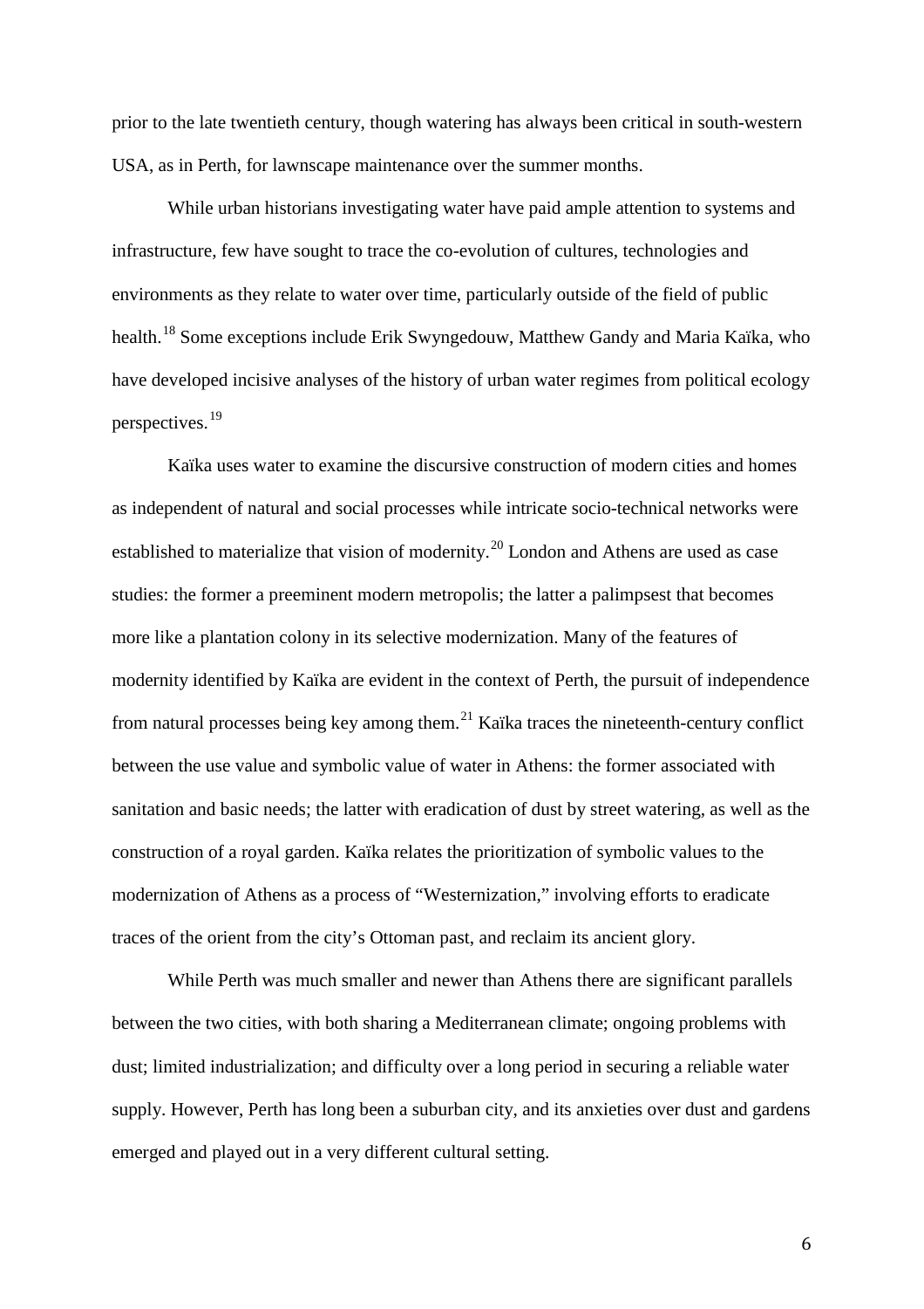prior to the late twentieth century, though watering has always been critical in south-western USA, as in Perth, for lawnscape maintenance over the summer months.

While urban historians investigating water have paid ample attention to systems and infrastructure, few have sought to trace the co-evolution of cultures, technologies and environments as they relate to water over time, particularly outside of the field of public health.[18] Some exceptions include Erik Swyngedouw, Matthew Gandy and Maria Kaïka, who have developed incisive analyses of the history of urban water regimes from political ecology perspectives.[19]

Kaïka uses water to examine the discursive construction of modern cities and homes as independent of natural and social processes while intricate socio-technical networks were established to materialize that vision of modernity.[20] London and Athens are used as case studies: the former a preeminent modern metropolis; the latter a palimpsest that becomes more like a plantation colony in its selective modernization. Many of the features of modernity identified by Kaïka are evident in the context of Perth, the pursuit of independence from natural processes being key among them.[21] Kaïka traces the nineteenth-century conflict between the use value and symbolic value of water in Athens: the former associated with sanitation and basic needs; the latter with eradication of dust by street watering, as well as the construction of a royal garden. Kaïka relates the prioritization of symbolic values to the modernization of Athens as a process of "Westernization," involving efforts to eradicate traces of the orient from the city's Ottoman past, and reclaim its ancient glory.

While Perth was much smaller and newer than Athens there are significant parallels between the two cities, with both sharing a Mediterranean climate; ongoing problems with dust; limited industrialization; and difficulty over a long period in securing a reliable water supply. However, Perth has long been a suburban city, and its anxieties over dust and gardens emerged and played out in a very different cultural setting.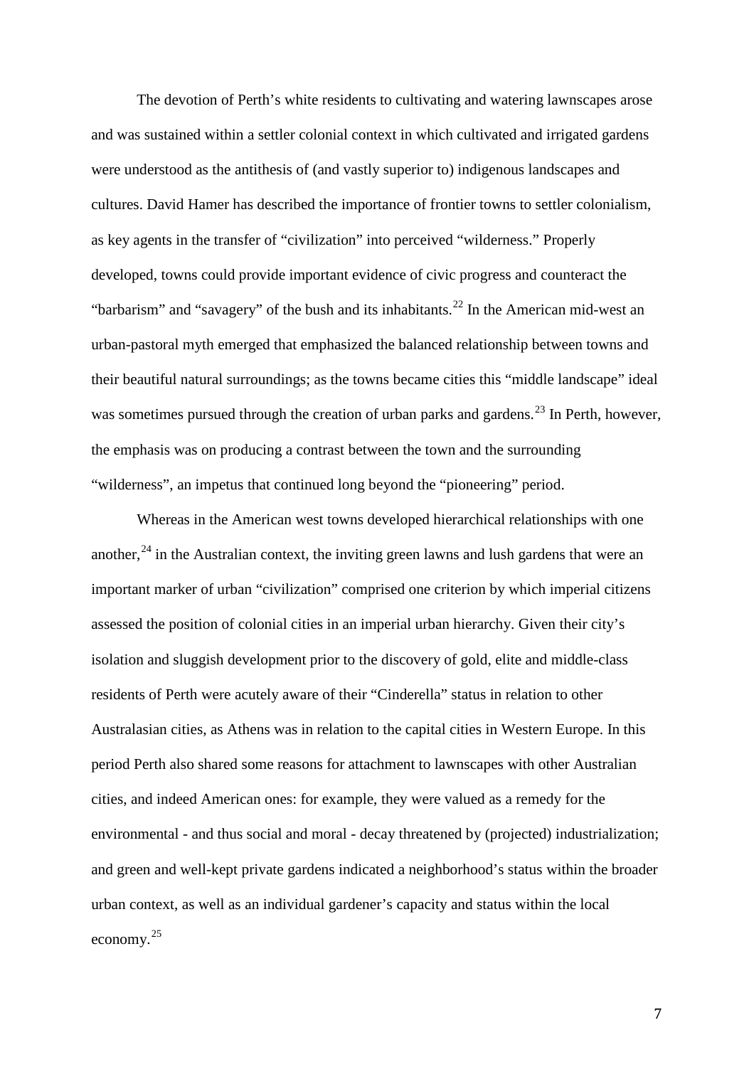The devotion of Perth's white residents to cultivating and watering lawnscapes arose and was sustained within a settler colonial context in which cultivated and irrigated gardens were understood as the antithesis of (and vastly superior to) indigenous landscapes and cultures. David Hamer has described the importance of frontier towns to settler colonialism, as key agents in the transfer of "civilization" into perceived "wilderness." Properly developed, towns could provide important evidence of civic progress and counteract the "barbarism" and "savagery" of the bush and its inhabitants.[22] In the American mid-west an urban-pastoral myth emerged that emphasized the balanced relationship between towns and their beautiful natural surroundings; as the towns became cities this "middle landscape" ideal was sometimes pursued through the creation of urban parks and gardens.[23] In Perth, however, the emphasis was on producing a contrast between the town and the surrounding "wilderness", an impetus that continued long beyond the "pioneering" period.

Whereas in the American west towns developed hierarchical relationships with one another,[24] in the Australian context, the inviting green lawns and lush gardens that were an important marker of urban "civilization" comprised one criterion by which imperial citizens assessed the position of colonial cities in an imperial urban hierarchy. Given their city's isolation and sluggish development prior to the discovery of gold, elite and middle-class residents of Perth were acutely aware of their "Cinderella" status in relation to other Australasian cities, as Athens was in relation to the capital cities in Western Europe. In this period Perth also shared some reasons for attachment to lawnscapes with other Australian cities, and indeed American ones: for example, they were valued as a remedy for the environmental - and thus social and moral - decay threatened by (projected) industrialization; and green and well-kept private gardens indicated a neighborhood's status within the broader urban context, as well as an individual gardener's capacity and status within the local economy.[25]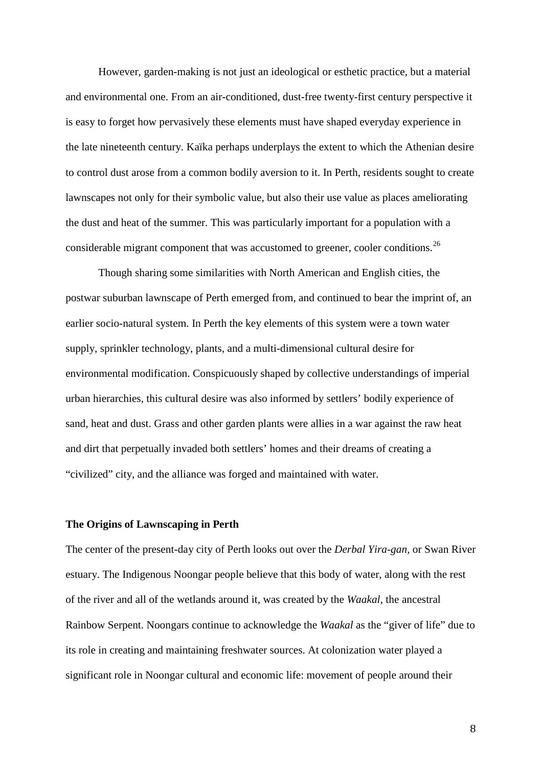However, garden-making is not just an ideological or esthetic practice, but a material and environmental one. From an air-conditioned, dust-free twenty-first century perspective it is easy to forget how pervasively these elements must have shaped everyday experience in the late nineteenth century. Kaïka perhaps underplays the extent to which the Athenian desire to control dust arose from a common bodily aversion to it. In Perth, residents sought to create lawnscapes not only for their symbolic value, but also their use value as places ameliorating the dust and heat of the summer. This was particularly important for a population with a considerable migrant component that was accustomed to greener, cooler conditions.[26]

Though sharing some similarities with North American and English cities, the postwar suburban lawnscape of Perth emerged from, and continued to bear the imprint of, an earlier socio-natural system. In Perth the key elements of this system were a town water supply, sprinkler technology, plants, and a multi-dimensional cultural desire for environmental modification. Conspicuously shaped by collective understandings of imperial urban hierarchies, this cultural desire was also informed by settlers' bodily experience of sand, heat and dust. Grass and other garden plants were allies in a war against the raw heat and dirt that perpetually invaded both settlers' homes and their dreams of creating a "civilized" city, and the alliance was forged and maintained with water.

**The Origins of Lawnscaping in Perth**

The center of the present-day city of Perth looks out over the *Derbal Yira-gan*, or Swan River estuary. The Indigenous Noongar people believe that this body of water, along with the rest of the river and all of the wetlands around it, was created by the *Waakal*, the ancestral Rainbow Serpent. Noongars continue to acknowledge the *Waakal* as the "giver of life" due to its role in creating and maintaining freshwater sources. At colonization water played a significant role in Noongar cultural and economic life: movement of people around their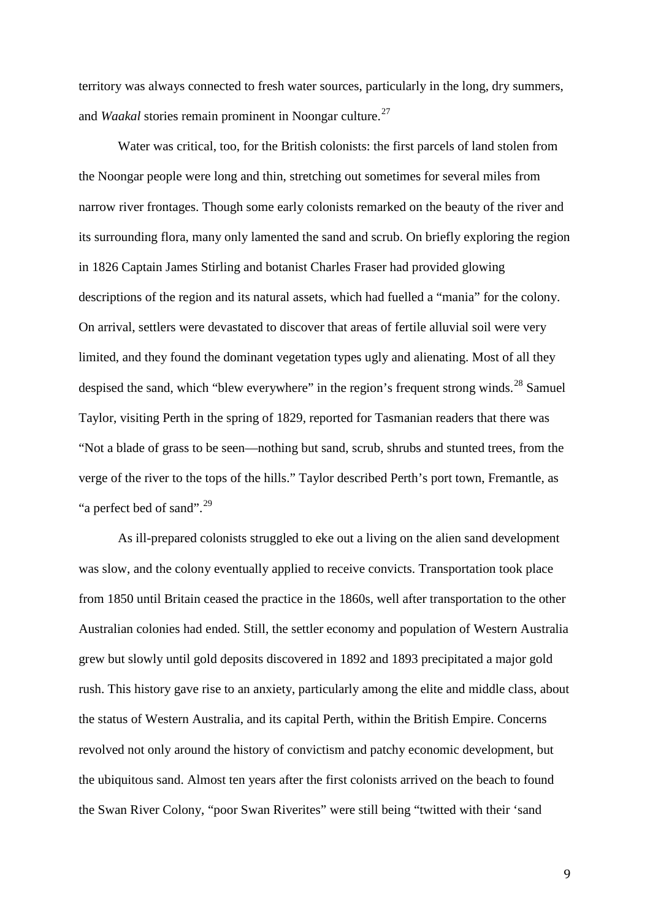territory was always connected to fresh water sources, particularly in the long, dry summers, and *Waakal* stories remain prominent in Noongar culture.[27]

Water was critical, too, for the British colonists: the first parcels of land stolen from the Noongar people were long and thin, stretching out sometimes for several miles from narrow river frontages. Though some early colonists remarked on the beauty of the river and its surrounding flora, many only lamented the sand and scrub. On briefly exploring the region in 1826 Captain James Stirling and botanist Charles Fraser had provided glowing descriptions of the region and its natural assets, which had fuelled a "mania" for the colony. On arrival, settlers were devastated to discover that areas of fertile alluvial soil were very limited, and they found the dominant vegetation types ugly and alienating. Most of all they despised the sand, which "blew everywhere" in the region's frequent strong winds.[28] Samuel Taylor, visiting Perth in the spring of 1829, reported for Tasmanian readers that there was "Not a blade of grass to be seen—nothing but sand, scrub, shrubs and stunted trees, from the verge of the river to the tops of the hills." Taylor described Perth's port town, Fremantle, as "a perfect bed of sand".[29]

As ill-prepared colonists struggled to eke out a living on the alien sand development was slow, and the colony eventually applied to receive convicts. Transportation took place from 1850 until Britain ceased the practice in the 1860s, well after transportation to the other Australian colonies had ended. Still, the settler economy and population of Western Australia grew but slowly until gold deposits discovered in 1892 and 1893 precipitated a major gold rush. This history gave rise to an anxiety, particularly among the elite and middle class, about the status of Western Australia, and its capital Perth, within the British Empire. Concerns revolved not only around the history of convictism and patchy economic development, but the ubiquitous sand. Almost ten years after the first colonists arrived on the beach to found the Swan River Colony, "poor Swan Riverites" were still being "twitted with their 'sand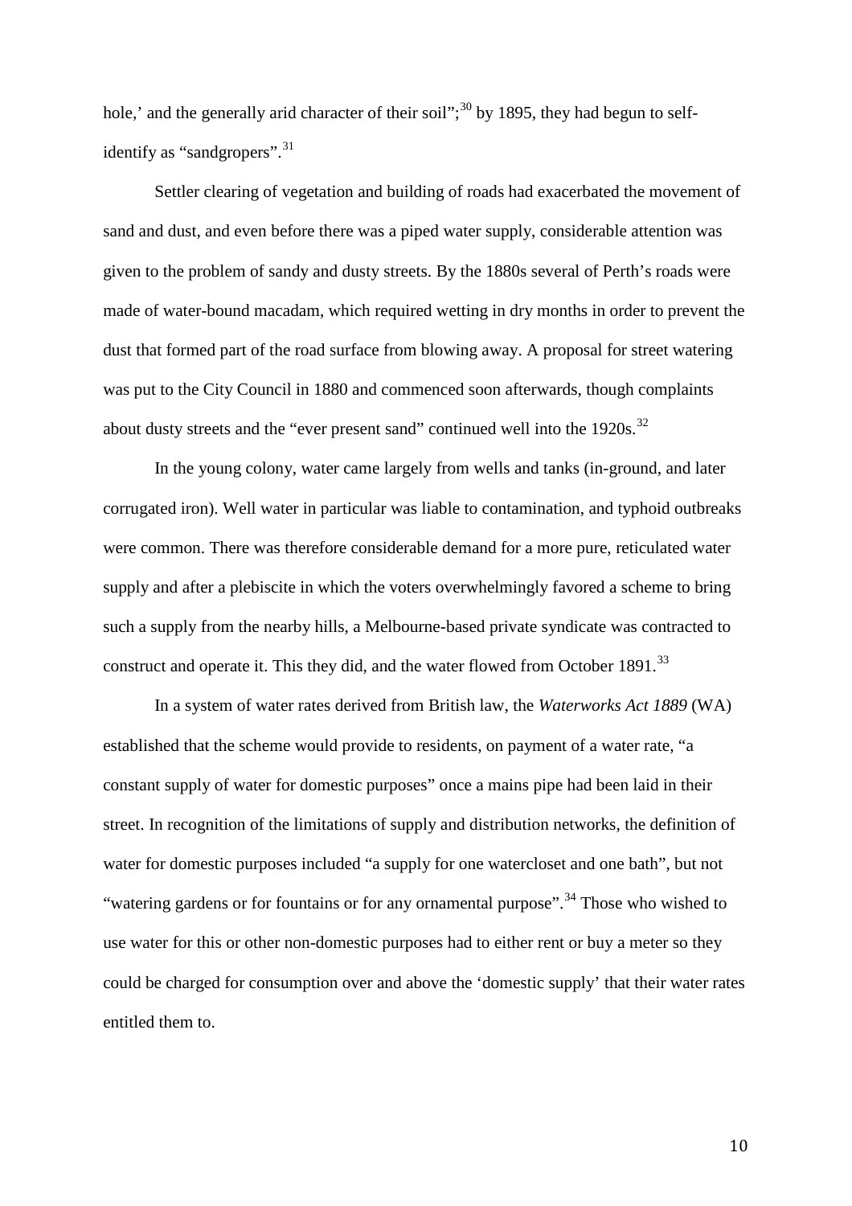hole,' and the generally arid character of their soil";[30] by 1895, they had begun to self-identify as "sandgropers".[31]

Settler clearing of vegetation and building of roads had exacerbated the movement of sand and dust, and even before there was a piped water supply, considerable attention was given to the problem of sandy and dusty streets. By the 1880s several of Perth's roads were made of water-bound macadam, which required wetting in dry months in order to prevent the dust that formed part of the road surface from blowing away. A proposal for street watering was put to the City Council in 1880 and commenced soon afterwards, though complaints about dusty streets and the "ever present sand" continued well into the 1920s.[32]

In the young colony, water came largely from wells and tanks (in-ground, and later corrugated iron). Well water in particular was liable to contamination, and typhoid outbreaks were common. There was therefore considerable demand for a more pure, reticulated water supply and after a plebiscite in which the voters overwhelmingly favored a scheme to bring such a supply from the nearby hills, a Melbourne-based private syndicate was contracted to construct and operate it. This they did, and the water flowed from October 1891.[33]

In a system of water rates derived from British law, the *Waterworks Act 1889* (WA) established that the scheme would provide to residents, on payment of a water rate, "a constant supply of water for domestic purposes" once a mains pipe had been laid in their street. In recognition of the limitations of supply and distribution networks, the definition of water for domestic purposes included "a supply for one watercloset and one bath", but not "watering gardens or for fountains or for any ornamental purpose".[34] Those who wished to use water for this or other non-domestic purposes had to either rent or buy a meter so they could be charged for consumption over and above the 'domestic supply' that their water rates entitled them to.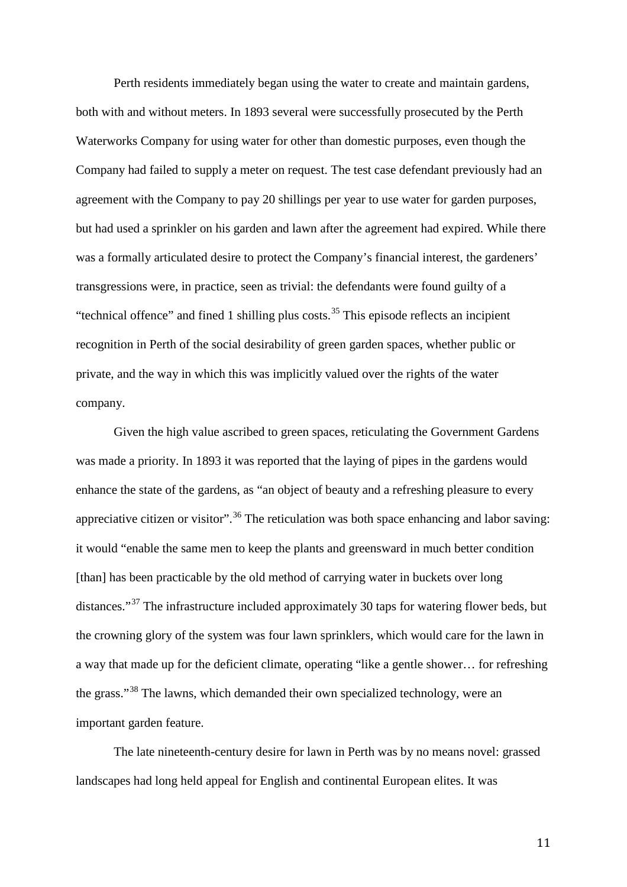Perth residents immediately began using the water to create and maintain gardens, both with and without meters. In 1893 several were successfully prosecuted by the Perth Waterworks Company for using water for other than domestic purposes, even though the Company had failed to supply a meter on request. The test case defendant previously had an agreement with the Company to pay 20 shillings per year to use water for garden purposes, but had used a sprinkler on his garden and lawn after the agreement had expired. While there was a formally articulated desire to protect the Company's financial interest, the gardeners' transgressions were, in practice, seen as trivial: the defendants were found guilty of a "technical offence" and fined 1 shilling plus costs.[35] This episode reflects an incipient recognition in Perth of the social desirability of green garden spaces, whether public or private, and the way in which this was implicitly valued over the rights of the water company.

Given the high value ascribed to green spaces, reticulating the Government Gardens was made a priority. In 1893 it was reported that the laying of pipes in the gardens would enhance the state of the gardens, as "an object of beauty and a refreshing pleasure to every appreciative citizen or visitor".[36] The reticulation was both space enhancing and labor saving: it would "enable the same men to keep the plants and greensward in much better condition [than] has been practicable by the old method of carrying water in buckets over long distances."[37] The infrastructure included approximately 30 taps for watering flower beds, but the crowning glory of the system was four lawn sprinklers, which would care for the lawn in a way that made up for the deficient climate, operating "like a gentle shower… for refreshing the grass."[38] The lawns, which demanded their own specialized technology, were an important garden feature.

The late nineteenth-century desire for lawn in Perth was by no means novel: grassed landscapes had long held appeal for English and continental European elites. It was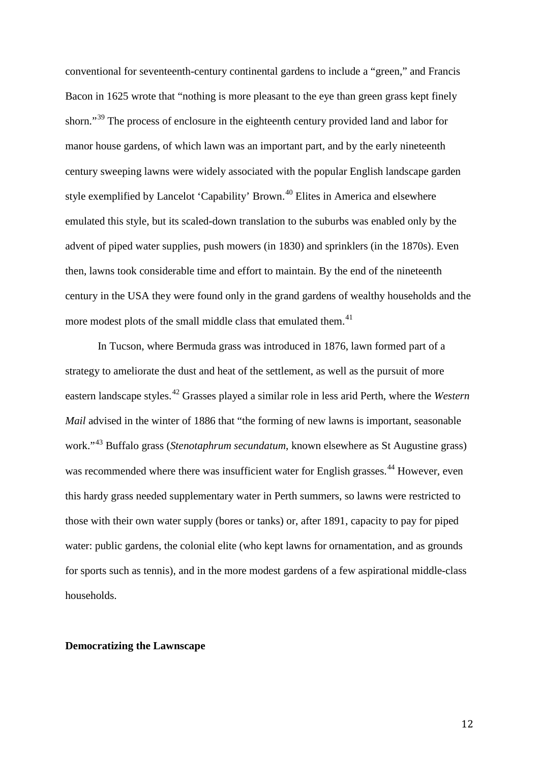conventional for seventeenth-century continental gardens to include a "green," and Francis Bacon in 1625 wrote that "nothing is more pleasant to the eye than green grass kept finely shorn."[39] The process of enclosure in the eighteenth century provided land and labor for manor house gardens, of which lawn was an important part, and by the early nineteenth century sweeping lawns were widely associated with the popular English landscape garden style exemplified by Lancelot 'Capability' Brown.[40] Elites in America and elsewhere emulated this style, but its scaled-down translation to the suburbs was enabled only by the advent of piped water supplies, push mowers (in 1830) and sprinklers (in the 1870s). Even then, lawns took considerable time and effort to maintain. By the end of the nineteenth century in the USA they were found only in the grand gardens of wealthy households and the more modest plots of the small middle class that emulated them.[41]

In Tucson, where Bermuda grass was introduced in 1876, lawn formed part of a strategy to ameliorate the dust and heat of the settlement, as well as the pursuit of more eastern landscape styles.[42] Grasses played a similar role in less arid Perth, where the *Western Mail* advised in the winter of 1886 that "the forming of new lawns is important, seasonable work."[43] Buffalo grass (*Stenotaphrum secundatum*, known elsewhere as St Augustine grass) was recommended where there was insufficient water for English grasses.[44] However, even this hardy grass needed supplementary water in Perth summers, so lawns were restricted to those with their own water supply (bores or tanks) or, after 1891, capacity to pay for piped water: public gardens, the colonial elite (who kept lawns for ornamentation, and as grounds for sports such as tennis), and in the more modest gardens of a few aspirational middle-class households.

**Democratizing the Lawnscape**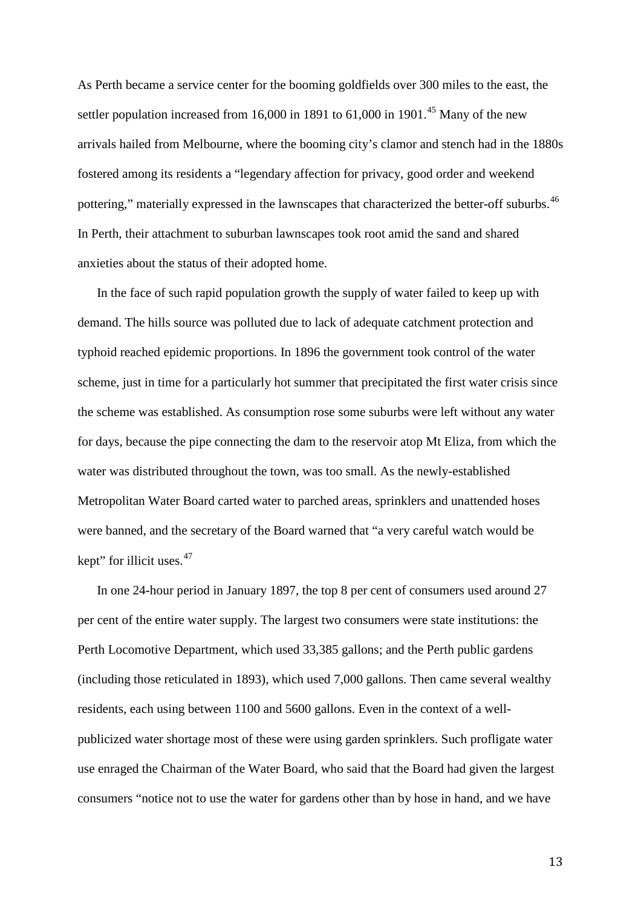As Perth became a service center for the booming goldfields over 300 miles to the east, the settler population increased from 16,000 in 1891 to 61,000 in 1901.[45] Many of the new arrivals hailed from Melbourne, where the booming city's clamor and stench had in the 1880s fostered among its residents a "legendary affection for privacy, good order and weekend pottering," materially expressed in the lawnscapes that characterized the better-off suburbs.[46] In Perth, their attachment to suburban lawnscapes took root amid the sand and shared anxieties about the status of their adopted home.

In the face of such rapid population growth the supply of water failed to keep up with demand. The hills source was polluted due to lack of adequate catchment protection and typhoid reached epidemic proportions. In 1896 the government took control of the water scheme, just in time for a particularly hot summer that precipitated the first water crisis since the scheme was established. As consumption rose some suburbs were left without any water for days, because the pipe connecting the dam to the reservoir atop Mt Eliza, from which the water was distributed throughout the town, was too small. As the newly-established Metropolitan Water Board carted water to parched areas, sprinklers and unattended hoses were banned, and the secretary of the Board warned that "a very careful watch would be kept" for illicit uses.[47]

In one 24-hour period in January 1897, the top 8 per cent of consumers used around 27 per cent of the entire water supply. The largest two consumers were state institutions: the Perth Locomotive Department, which used 33,385 gallons; and the Perth public gardens (including those reticulated in 1893), which used 7,000 gallons. Then came several wealthy residents, each using between 1100 and 5600 gallons. Even in the context of a well-publicized water shortage most of these were using garden sprinklers. Such profligate water use enraged the Chairman of the Water Board, who said that the Board had given the largest consumers "notice not to use the water for gardens other than by hose in hand, and we have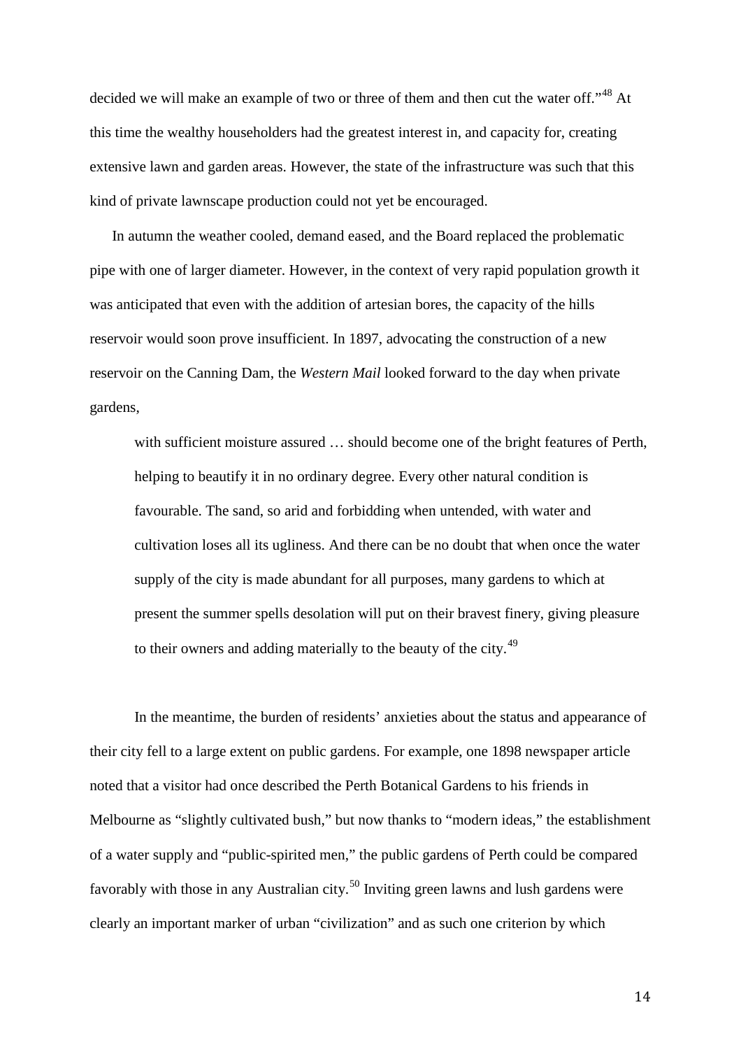decided we will make an example of two or three of them and then cut the water off."[48] At this time the wealthy householders had the greatest interest in, and capacity for, creating extensive lawn and garden areas. However, the state of the infrastructure was such that this kind of private lawnscape production could not yet be encouraged.

In autumn the weather cooled, demand eased, and the Board replaced the problematic pipe with one of larger diameter. However, in the context of very rapid population growth it was anticipated that even with the addition of artesian bores, the capacity of the hills reservoir would soon prove insufficient. In 1897, advocating the construction of a new reservoir on the Canning Dam, the *Western Mail* looked forward to the day when private gardens,

> with sufficient moisture assured … should become one of the bright features of Perth, helping to beautify it in no ordinary degree. Every other natural condition is favourable. The sand, so arid and forbidding when untended, with water and cultivation loses all its ugliness. And there can be no doubt that when once the water supply of the city is made abundant for all purposes, many gardens to which at present the summer spells desolation will put on their bravest finery, giving pleasure to their owners and adding materially to the beauty of the city.[49]

In the meantime, the burden of residents' anxieties about the status and appearance of their city fell to a large extent on public gardens. For example, one 1898 newspaper article noted that a visitor had once described the Perth Botanical Gardens to his friends in Melbourne as "slightly cultivated bush," but now thanks to "modern ideas," the establishment of a water supply and "public-spirited men," the public gardens of Perth could be compared favorably with those in any Australian city.[50] Inviting green lawns and lush gardens were clearly an important marker of urban "civilization" and as such one criterion by which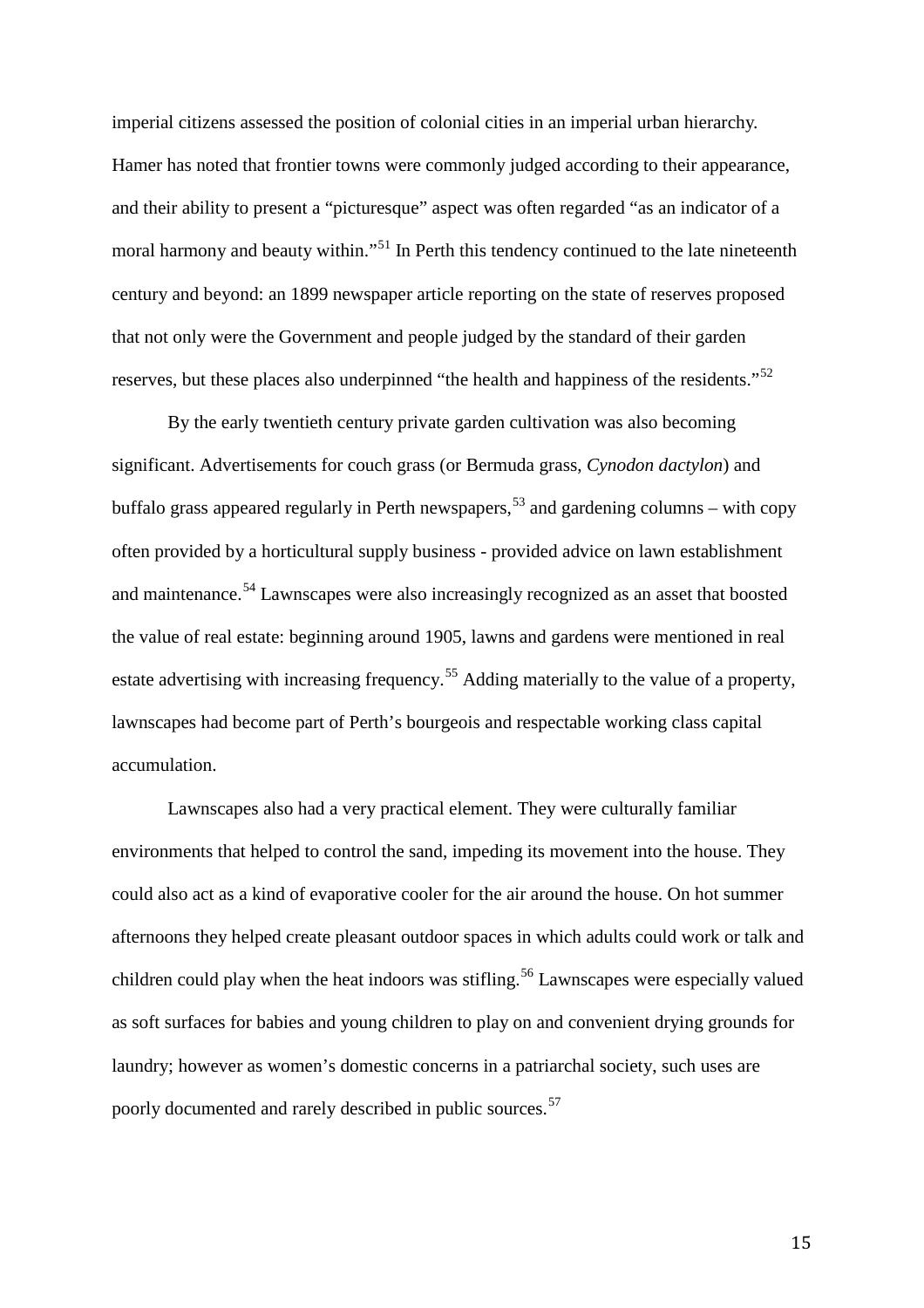imperial citizens assessed the position of colonial cities in an imperial urban hierarchy. Hamer has noted that frontier towns were commonly judged according to their appearance, and their ability to present a "picturesque" aspect was often regarded "as an indicator of a moral harmony and beauty within."[51] In Perth this tendency continued to the late nineteenth century and beyond: an 1899 newspaper article reporting on the state of reserves proposed that not only were the Government and people judged by the standard of their garden reserves, but these places also underpinned "the health and happiness of the residents."[52]

By the early twentieth century private garden cultivation was also becoming significant. Advertisements for couch grass (or Bermuda grass, *Cynodon dactylon*) and buffalo grass appeared regularly in Perth newspapers,[53] and gardening columns – with copy often provided by a horticultural supply business - provided advice on lawn establishment and maintenance.[54] Lawnscapes were also increasingly recognized as an asset that boosted the value of real estate: beginning around 1905, lawns and gardens were mentioned in real estate advertising with increasing frequency.[55] Adding materially to the value of a property, lawnscapes had become part of Perth's bourgeois and respectable working class capital accumulation.

Lawnscapes also had a very practical element. They were culturally familiar environments that helped to control the sand, impeding its movement into the house. They could also act as a kind of evaporative cooler for the air around the house. On hot summer afternoons they helped create pleasant outdoor spaces in which adults could work or talk and children could play when the heat indoors was stifling.[56] Lawnscapes were especially valued as soft surfaces for babies and young children to play on and convenient drying grounds for laundry; however as women's domestic concerns in a patriarchal society, such uses are poorly documented and rarely described in public sources.[57]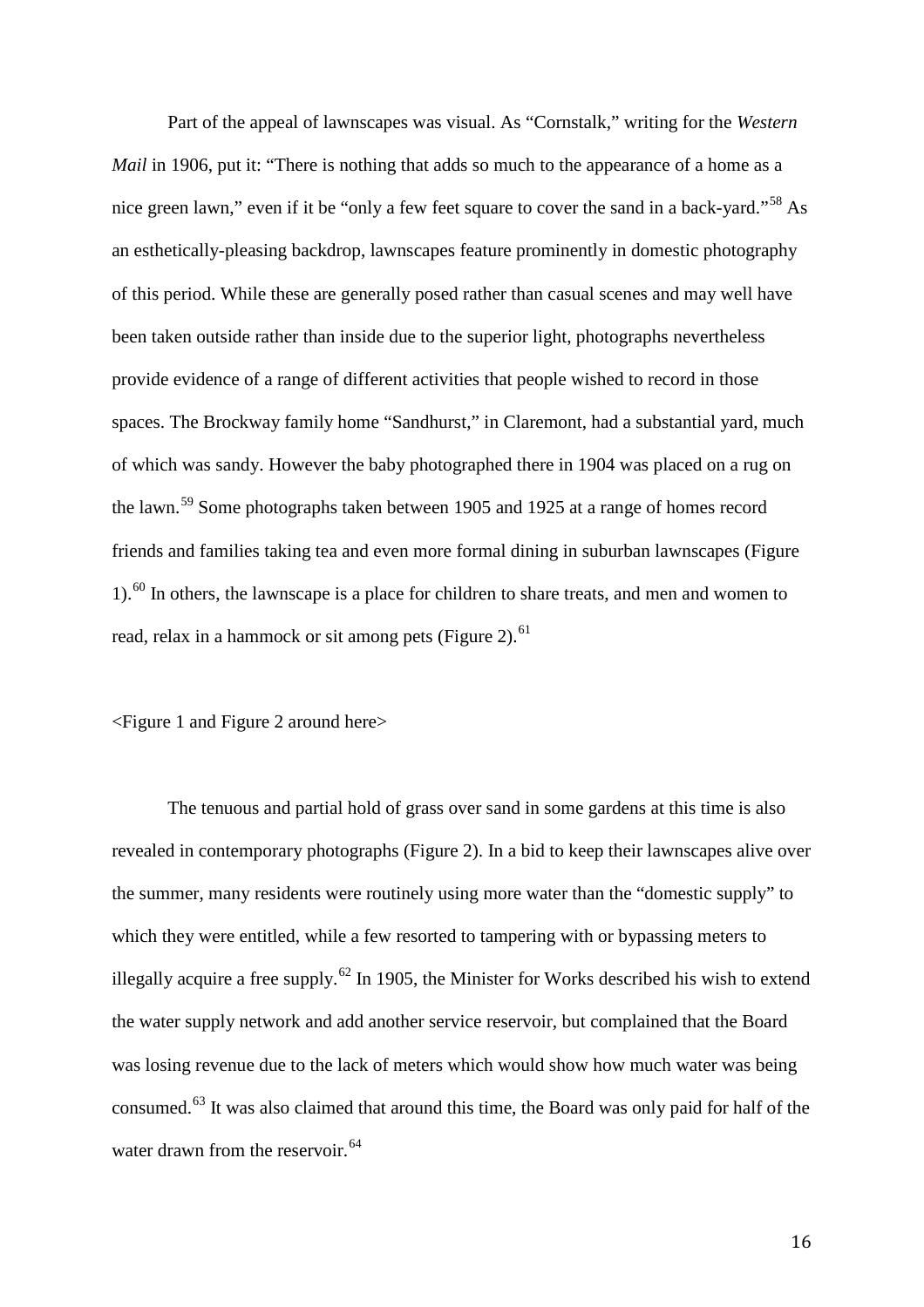Part of the appeal of lawnscapes was visual. As "Cornstalk," writing for the *Western Mail* in 1906, put it: "There is nothing that adds so much to the appearance of a home as a nice green lawn," even if it be "only a few feet square to cover the sand in a back-yard."[58] As an esthetically-pleasing backdrop, lawnscapes feature prominently in domestic photography of this period. While these are generally posed rather than casual scenes and may well have been taken outside rather than inside due to the superior light, photographs nevertheless provide evidence of a range of different activities that people wished to record in those spaces. The Brockway family home "Sandhurst," in Claremont, had a substantial yard, much of which was sandy. However the baby photographed there in 1904 was placed on a rug on the lawn.[59] Some photographs taken between 1905 and 1925 at a range of homes record friends and families taking tea and even more formal dining in suburban lawnscapes (Figure 1).[60] In others, the lawnscape is a place for children to share treats, and men and women to read, relax in a hammock or sit among pets (Figure 2).[61]

<Figure 1 and Figure 2 around here>

The tenuous and partial hold of grass over sand in some gardens at this time is also revealed in contemporary photographs (Figure 2). In a bid to keep their lawnscapes alive over the summer, many residents were routinely using more water than the "domestic supply" to which they were entitled, while a few resorted to tampering with or bypassing meters to illegally acquire a free supply.[62] In 1905, the Minister for Works described his wish to extend the water supply network and add another service reservoir, but complained that the Board was losing revenue due to the lack of meters which would show how much water was being consumed.[63] It was also claimed that around this time, the Board was only paid for half of the water drawn from the reservoir.[64]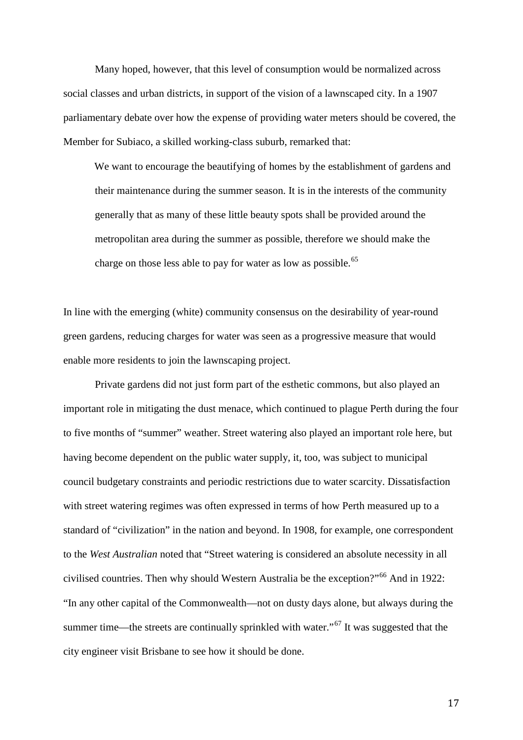Many hoped, however, that this level of consumption would be normalized across social classes and urban districts, in support of the vision of a lawnscaped city. In a 1907 parliamentary debate over how the expense of providing water meters should be covered, the Member for Subiaco, a skilled working-class suburb, remarked that:

> We want to encourage the beautifying of homes by the establishment of gardens and their maintenance during the summer season. It is in the interests of the community generally that as many of these little beauty spots shall be provided around the metropolitan area during the summer as possible, therefore we should make the charge on those less able to pay for water as low as possible.[65]

In line with the emerging (white) community consensus on the desirability of year-round green gardens, reducing charges for water was seen as a progressive measure that would enable more residents to join the lawnscaping project.

Private gardens did not just form part of the esthetic commons, but also played an important role in mitigating the dust menace, which continued to plague Perth during the four to five months of "summer" weather. Street watering also played an important role here, but having become dependent on the public water supply, it, too, was subject to municipal council budgetary constraints and periodic restrictions due to water scarcity. Dissatisfaction with street watering regimes was often expressed in terms of how Perth measured up to a standard of "civilization" in the nation and beyond. In 1908, for example, one correspondent to the *West Australian* noted that "Street watering is considered an absolute necessity in all civilised countries. Then why should Western Australia be the exception?"[66] And in 1922: "In any other capital of the Commonwealth—not on dusty days alone, but always during the summer time—the streets are continually sprinkled with water."[67] It was suggested that the city engineer visit Brisbane to see how it should be done.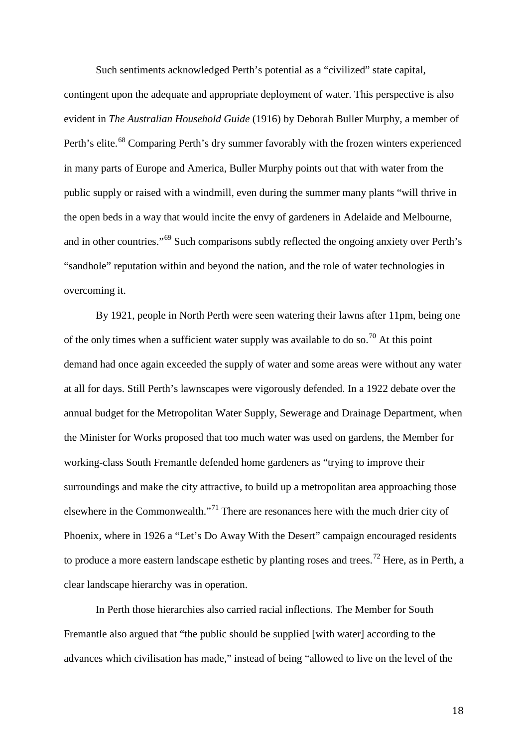Such sentiments acknowledged Perth's potential as a "civilized" state capital, contingent upon the adequate and appropriate deployment of water. This perspective is also evident in *The Australian Household Guide* (1916) by Deborah Buller Murphy, a member of Perth's elite.[68] Comparing Perth's dry summer favorably with the frozen winters experienced in many parts of Europe and America, Buller Murphy points out that with water from the public supply or raised with a windmill, even during the summer many plants "will thrive in the open beds in a way that would incite the envy of gardeners in Adelaide and Melbourne, and in other countries."[69] Such comparisons subtly reflected the ongoing anxiety over Perth's "sandhole" reputation within and beyond the nation, and the role of water technologies in overcoming it.

By 1921, people in North Perth were seen watering their lawns after 11pm, being one of the only times when a sufficient water supply was available to do so.[70] At this point demand had once again exceeded the supply of water and some areas were without any water at all for days. Still Perth's lawnscapes were vigorously defended. In a 1922 debate over the annual budget for the Metropolitan Water Supply, Sewerage and Drainage Department, when the Minister for Works proposed that too much water was used on gardens, the Member for working-class South Fremantle defended home gardeners as "trying to improve their surroundings and make the city attractive, to build up a metropolitan area approaching those elsewhere in the Commonwealth."[71] There are resonances here with the much drier city of Phoenix, where in 1926 a "Let's Do Away With the Desert" campaign encouraged residents to produce a more eastern landscape esthetic by planting roses and trees.[72] Here, as in Perth, a clear landscape hierarchy was in operation.

In Perth those hierarchies also carried racial inflections. The Member for South Fremantle also argued that "the public should be supplied [with water] according to the advances which civilisation has made," instead of being "allowed to live on the level of the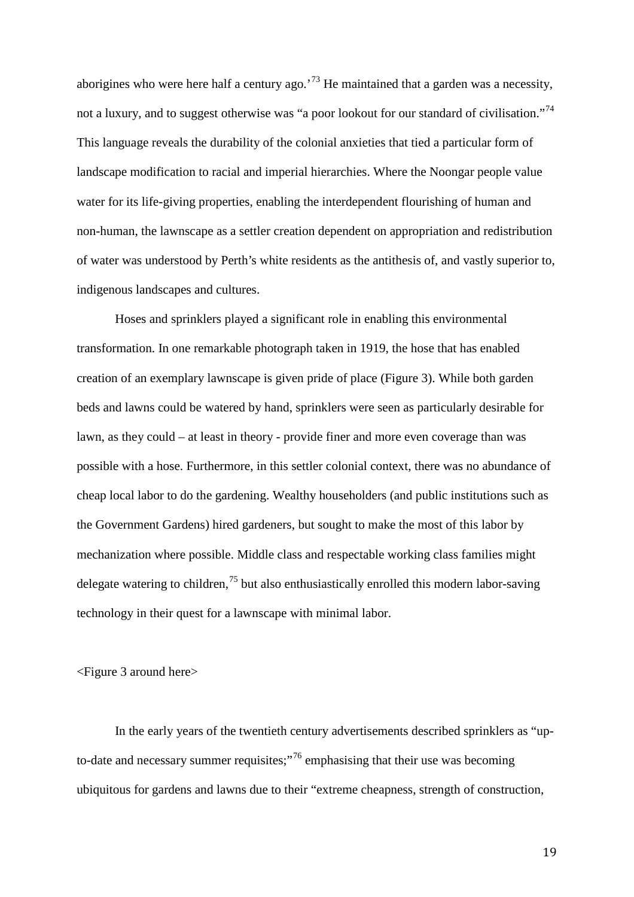aborigines who were here half a century ago.'[73] He maintained that a garden was a necessity, not a luxury, and to suggest otherwise was "a poor lookout for our standard of civilisation."[74] This language reveals the durability of the colonial anxieties that tied a particular form of landscape modification to racial and imperial hierarchies. Where the Noongar people value water for its life-giving properties, enabling the interdependent flourishing of human and non-human, the lawnscape as a settler creation dependent on appropriation and redistribution of water was understood by Perth's white residents as the antithesis of, and vastly superior to, indigenous landscapes and cultures.

Hoses and sprinklers played a significant role in enabling this environmental transformation. In one remarkable photograph taken in 1919, the hose that has enabled creation of an exemplary lawnscape is given pride of place (Figure 3). While both garden beds and lawns could be watered by hand, sprinklers were seen as particularly desirable for lawn, as they could – at least in theory - provide finer and more even coverage than was possible with a hose. Furthermore, in this settler colonial context, there was no abundance of cheap local labor to do the gardening. Wealthy householders (and public institutions such as the Government Gardens) hired gardeners, but sought to make the most of this labor by mechanization where possible. Middle class and respectable working class families might delegate watering to children,[75] but also enthusiastically enrolled this modern labor-saving technology in their quest for a lawnscape with minimal labor.

<Figure 3 around here>

In the early years of the twentieth century advertisements described sprinklers as "up-to-date and necessary summer requisites;"[76] emphasising that their use was becoming ubiquitous for gardens and lawns due to their "extreme cheapness, strength of construction,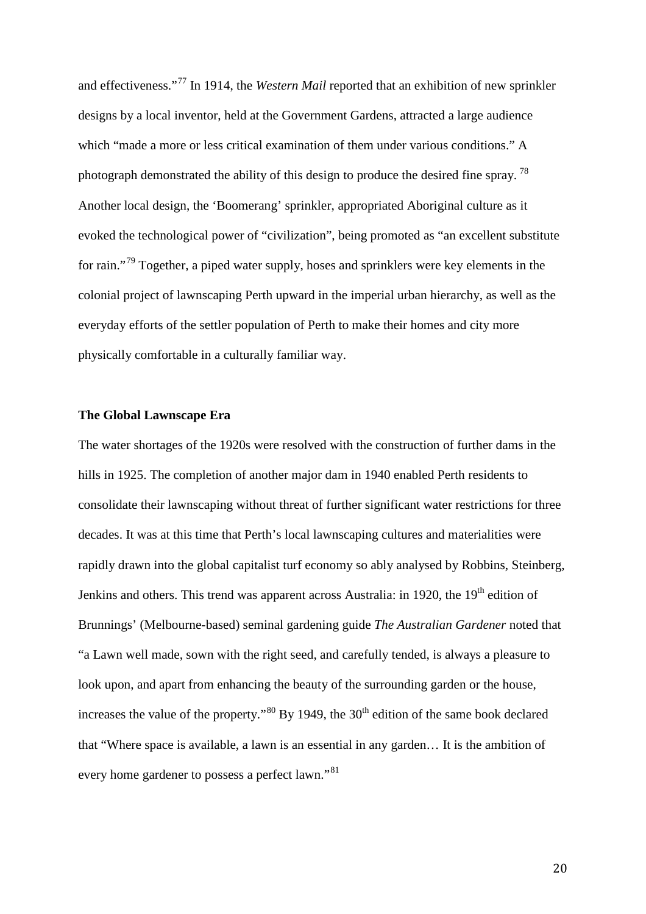and effectiveness."[77] In 1914, the *Western Mail* reported that an exhibition of new sprinkler designs by a local inventor, held at the Government Gardens, attracted a large audience which "made a more or less critical examination of them under various conditions." A photograph demonstrated the ability of this design to produce the desired fine spray. [78] Another local design, the 'Boomerang' sprinkler, appropriated Aboriginal culture as it evoked the technological power of "civilization", being promoted as "an excellent substitute for rain."[79] Together, a piped water supply, hoses and sprinklers were key elements in the colonial project of lawnscaping Perth upward in the imperial urban hierarchy, as well as the everyday efforts of the settler population of Perth to make their homes and city more physically comfortable in a culturally familiar way.

**The Global Lawnscape Era**

The water shortages of the 1920s were resolved with the construction of further dams in the hills in 1925. The completion of another major dam in 1940 enabled Perth residents to consolidate their lawnscaping without threat of further significant water restrictions for three decades. It was at this time that Perth's local lawnscaping cultures and materialities were rapidly drawn into the global capitalist turf economy so ably analysed by Robbins, Steinberg, Jenkins and others. This trend was apparent across Australia: in 1920, the 19th edition of Brunnings' (Melbourne-based) seminal gardening guide *The Australian Gardener* noted that "a Lawn well made, sown with the right seed, and carefully tended, is always a pleasure to look upon, and apart from enhancing the beauty of the surrounding garden or the house, increases the value of the property."[80] By 1949, the 30th edition of the same book declared that "Where space is available, a lawn is an essential in any garden… It is the ambition of every home gardener to possess a perfect lawn."[81]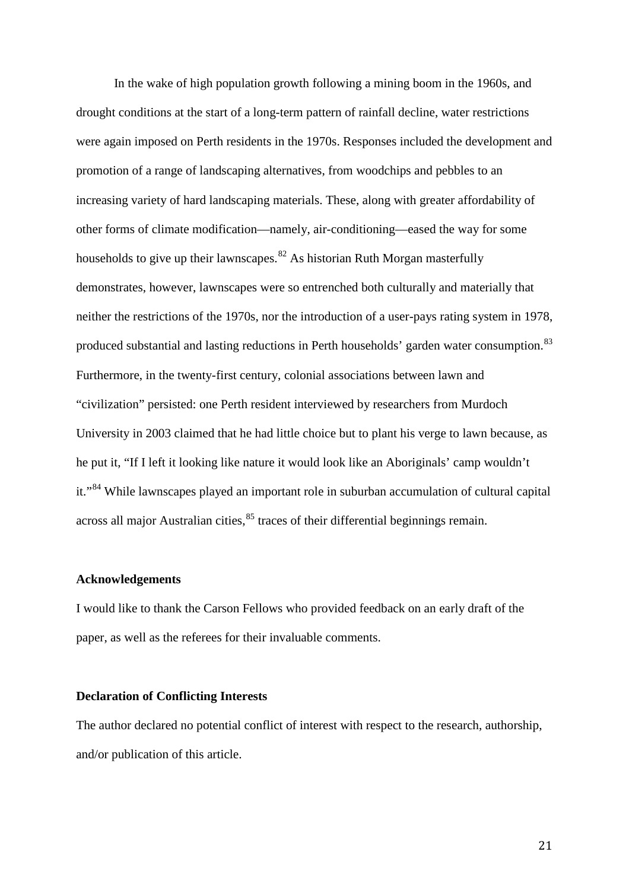In the wake of high population growth following a mining boom in the 1960s, and drought conditions at the start of a long-term pattern of rainfall decline, water restrictions were again imposed on Perth residents in the 1970s. Responses included the development and promotion of a range of landscaping alternatives, from woodchips and pebbles to an increasing variety of hard landscaping materials. These, along with greater affordability of other forms of climate modification—namely, air-conditioning—eased the way for some households to give up their lawnscapes.[82] As historian Ruth Morgan masterfully demonstrates, however, lawnscapes were so entrenched both culturally and materially that neither the restrictions of the 1970s, nor the introduction of a user-pays rating system in 1978, produced substantial and lasting reductions in Perth households' garden water consumption.[83] Furthermore, in the twenty-first century, colonial associations between lawn and "civilization" persisted: one Perth resident interviewed by researchers from Murdoch University in 2003 claimed that he had little choice but to plant his verge to lawn because, as he put it, "If I left it looking like nature it would look like an Aboriginals' camp wouldn't it."[84] While lawnscapes played an important role in suburban accumulation of cultural capital across all major Australian cities,[85] traces of their differential beginnings remain.

**Acknowledgements**

I would like to thank the Carson Fellows who provided feedback on an early draft of the paper, as well as the referees for their invaluable comments.

**Declaration of Conflicting Interests**

The author declared no potential conflict of interest with respect to the research, authorship, and/or publication of this article.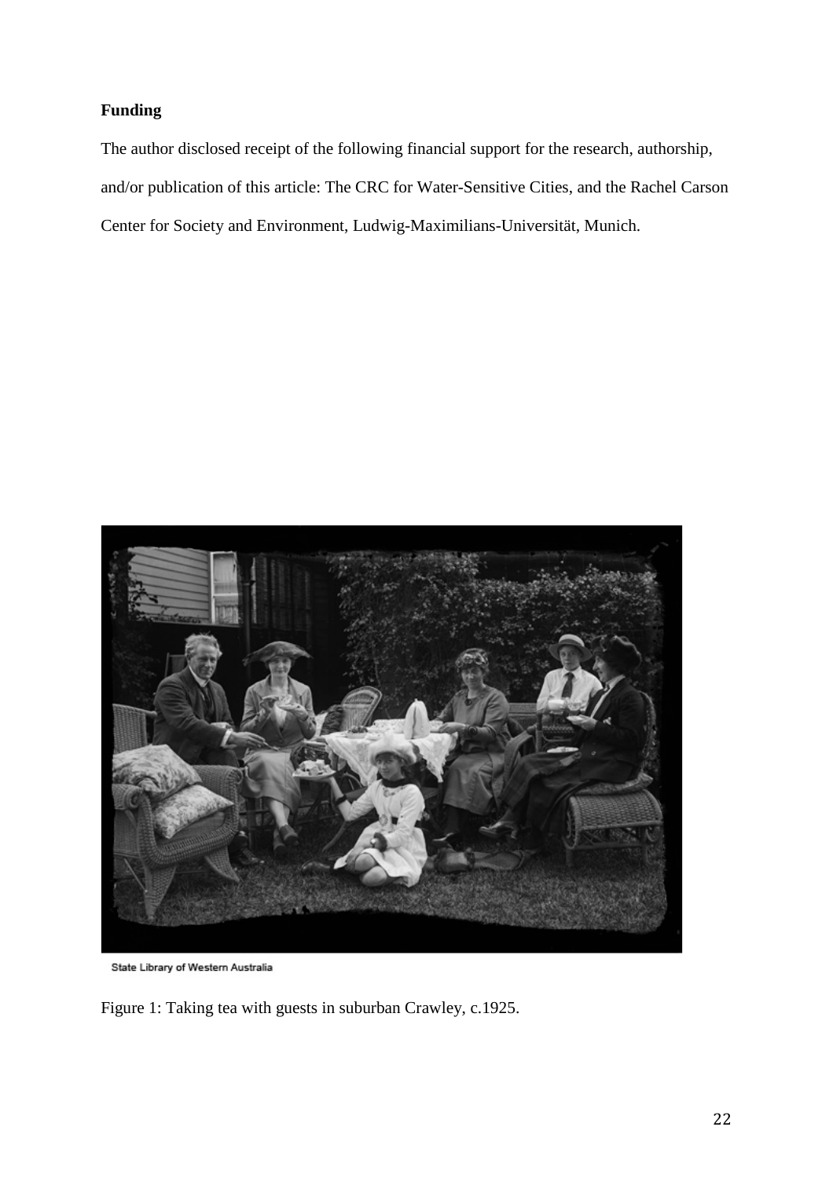**Funding**

The author disclosed receipt of the following financial support for the research, authorship, and/or publication of this article: The CRC for Water-Sensitive Cities, and the Rachel Carson Center for Society and Environment, Ludwig-Maximilians-Universität, Munich.

State Library of Western Australia

Figure 1: Taking tea with guests in suburban Crawley, c.1925.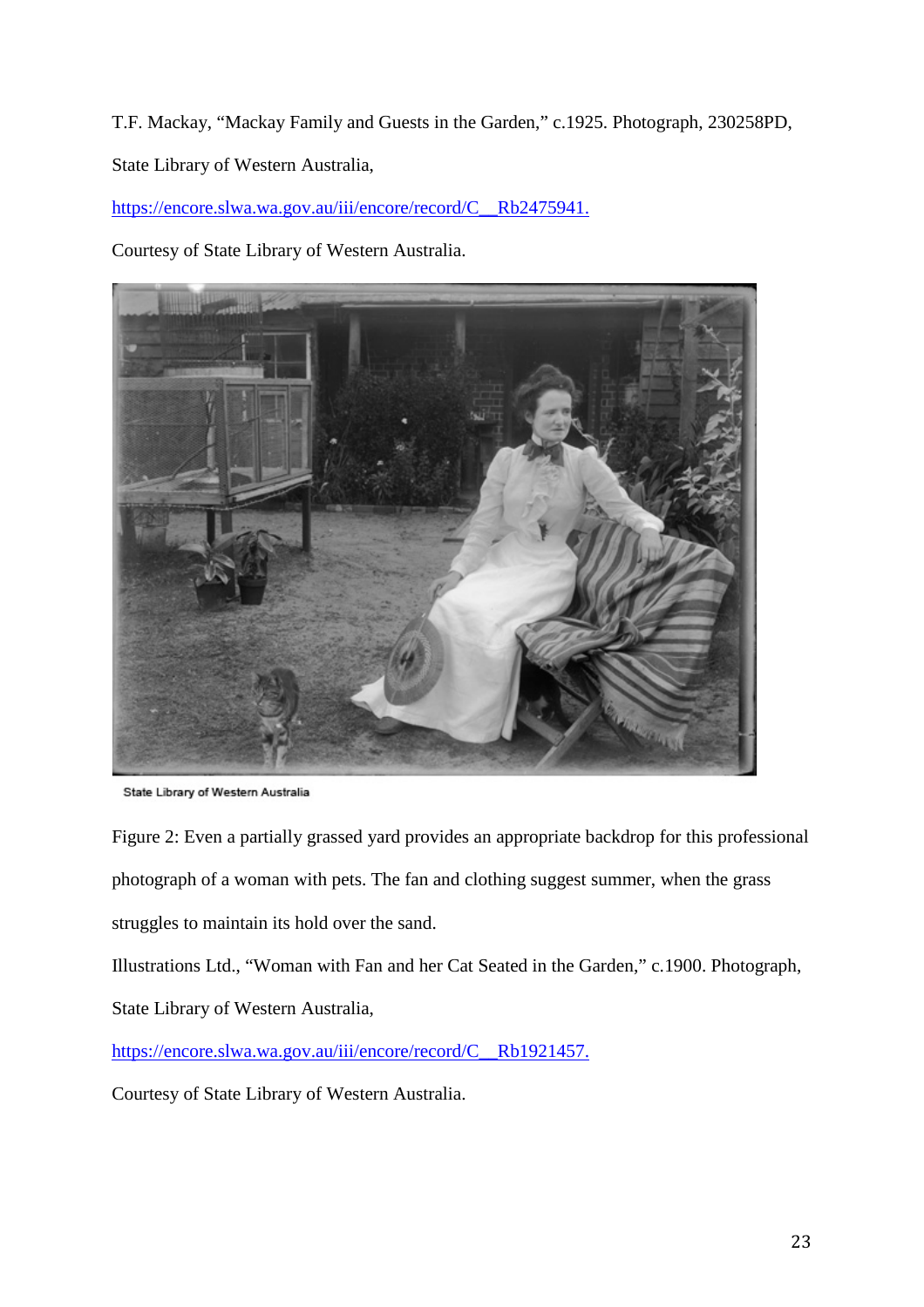T.F. Mackay, "Mackay Family and Guests in the Garden," c.1925. Photograph, 230258PD, State Library of Western Australia, https://encore.slwa.wa.gov.au/iii/encore/record/C__Rb2475941.

Courtesy of State Library of Western Australia.

State Library of Western Australia

Figure 2: Even a partially grassed yard provides an appropriate backdrop for this professional photograph of a woman with pets. The fan and clothing suggest summer, when the grass struggles to maintain its hold over the sand.

Illustrations Ltd., "Woman with Fan and her Cat Seated in the Garden," c.1900. Photograph, State Library of Western Australia, https://encore.slwa.wa.gov.au/iii/encore/record/C__Rb1921457.

Courtesy of State Library of Western Australia.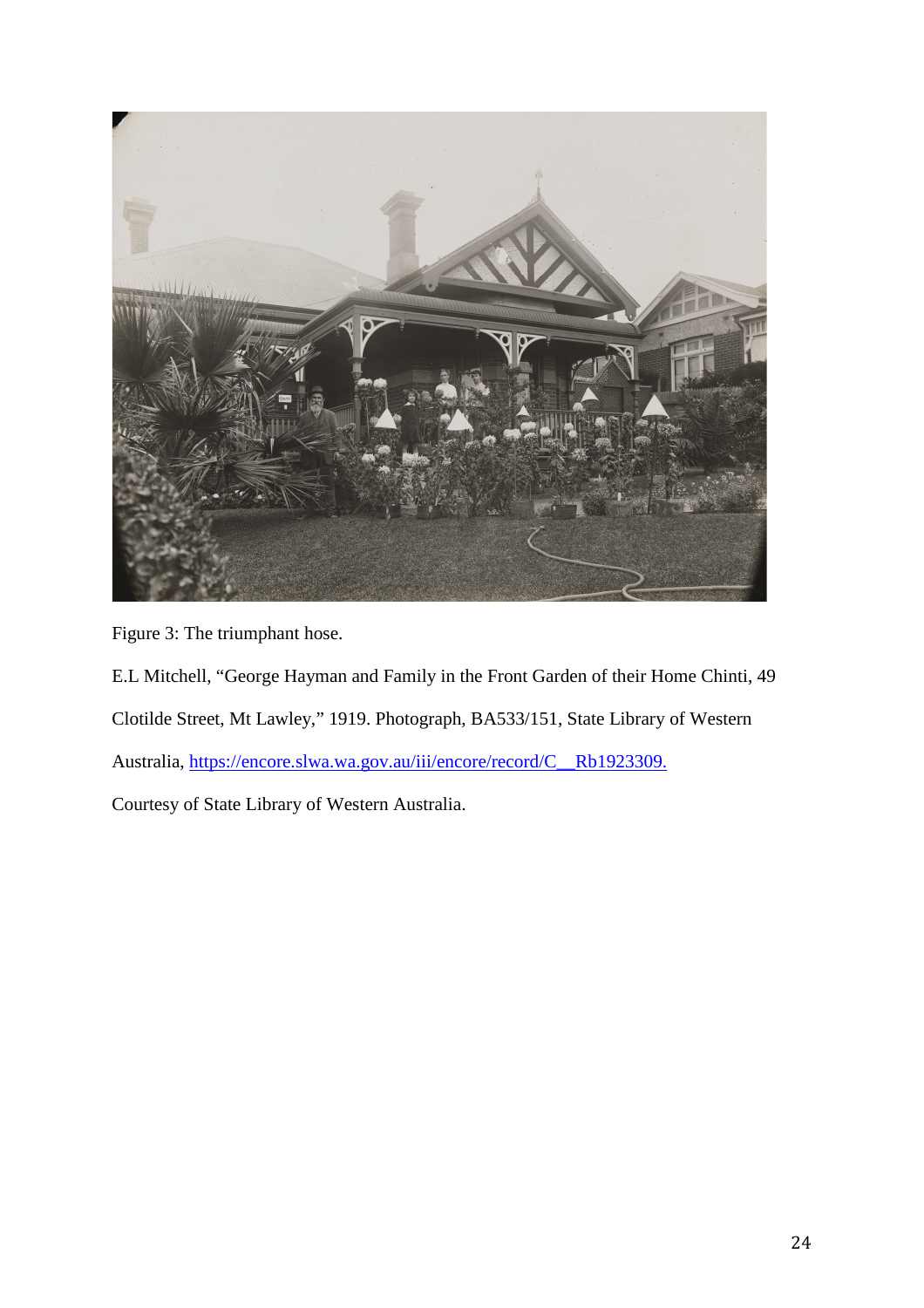Figure 3: The triumphant hose.

E.L Mitchell, "George Hayman and Family in the Front Garden of their Home Chinti, 49 Clotilde Street, Mt Lawley," 1919. Photograph, BA533/151, State Library of Western Australia, https://encore.slwa.wa.gov.au/iii/encore/record/C__Rb1923309.

Courtesy of State Library of Western Australia.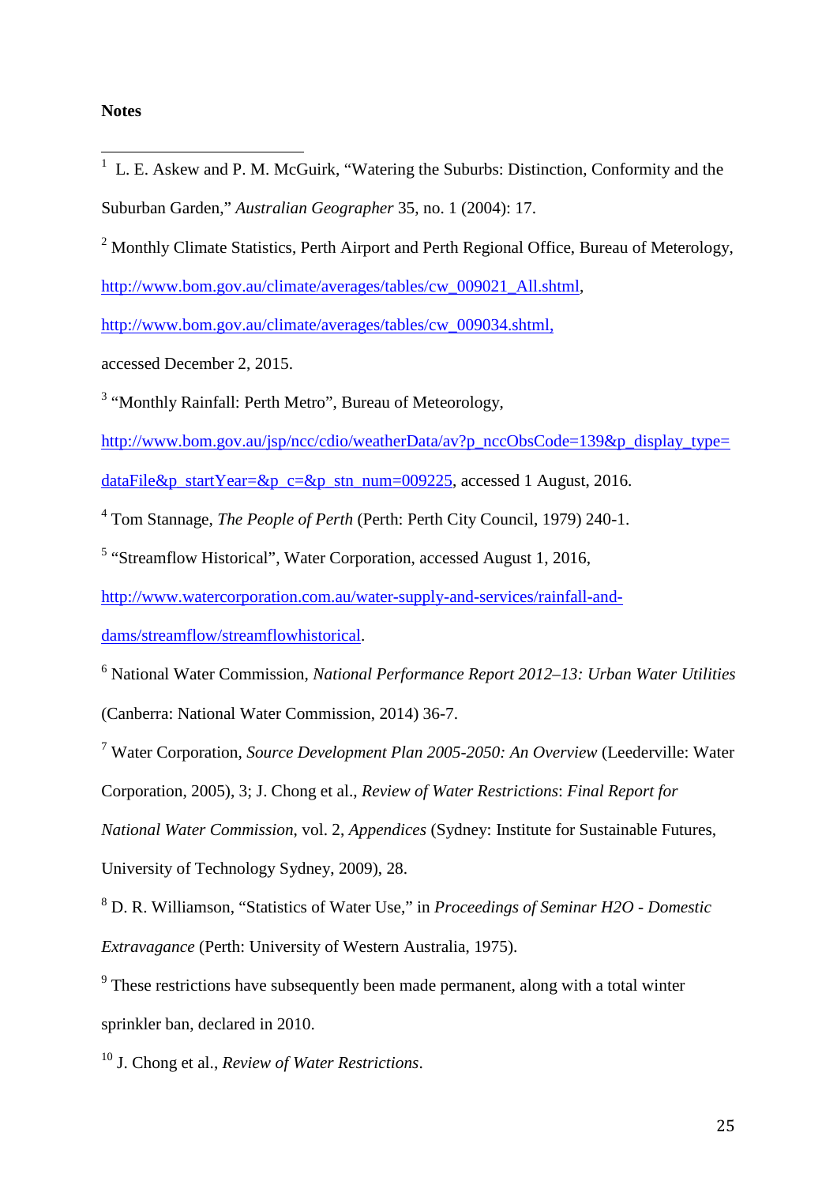**Notes**

[1] L. E. Askew and P. M. McGuirk, "Watering the Suburbs: Distinction, Conformity and the Suburban Garden," *Australian Geographer* 35, no. 1 (2004): 17.

[2] Monthly Climate Statistics, Perth Airport and Perth Regional Office, Bureau of Meterology, http://www.bom.gov.au/climate/averages/tables/cw_009021_All.shtml, http://www.bom.gov.au/climate/averages/tables/cw_009034.shtml, accessed December 2, 2015.

[3] "Monthly Rainfall: Perth Metro", Bureau of Meteorology, http://www.bom.gov.au/jsp/ncc/cdio/weatherData/av?p_nccObsCode=139&p_display_type=dataFile&p_startYear=&p_c=&p_stn_num=009225, accessed 1 August, 2016.

[4] Tom Stannage, *The People of Perth* (Perth: Perth City Council, 1979) 240-1.

[5] "Streamflow Historical", Water Corporation, accessed August 1, 2016, http://www.watercorporation.com.au/water-supply-and-services/rainfall-and-dams/streamflow/streamflowhistorical.

[6] National Water Commission, *National Performance Report 2012–13: Urban Water Utilities* (Canberra: National Water Commission, 2014) 36-7.

[7] Water Corporation, *Source Development Plan 2005-2050: An Overview* (Leederville: Water Corporation, 2005), 3; J. Chong et al., *Review of Water Restrictions*: *Final Report for National Water Commission*, vol. 2, *Appendices* (Sydney: Institute for Sustainable Futures, University of Technology Sydney, 2009), 28.

[8] D. R. Williamson, "Statistics of Water Use," in *Proceedings of Seminar H2O - Domestic Extravagance* (Perth: University of Western Australia, 1975).

[9] These restrictions have subsequently been made permanent, along with a total winter sprinkler ban, declared in 2010.

[10] J. Chong et al., *Review of Water Restrictions*.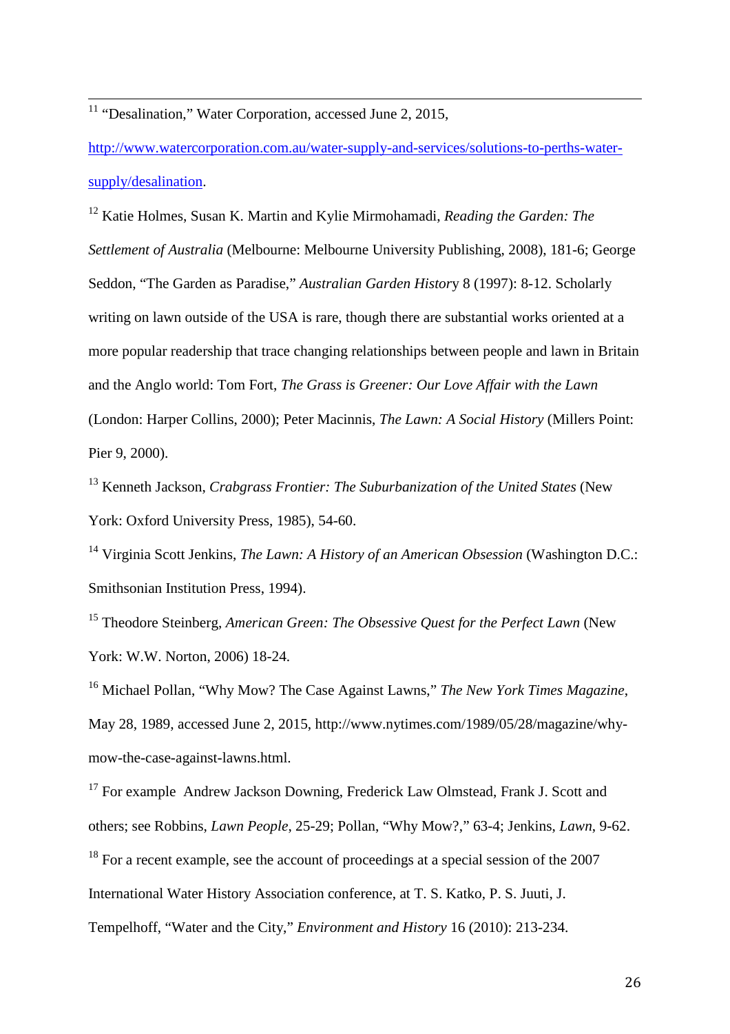[11] "Desalination," Water Corporation, accessed June 2, 2015, http://www.watercorporation.com.au/water-supply-and-services/solutions-to-perths-water-supply/desalination.

[12] Katie Holmes, Susan K. Martin and Kylie Mirmohamadi, *Reading the Garden: The Settlement of Australia* (Melbourne: Melbourne University Publishing, 2008), 181-6; George Seddon, "The Garden as Paradise," *Australian Garden History* 8 (1997): 8-12. Scholarly writing on lawn outside of the USA is rare, though there are substantial works oriented at a more popular readership that trace changing relationships between people and lawn in Britain and the Anglo world: Tom Fort, *The Grass is Greener: Our Love Affair with the Lawn* (London: Harper Collins, 2000); Peter Macinnis, *The Lawn: A Social History* (Millers Point: Pier 9, 2000).

[13] Kenneth Jackson, *Crabgrass Frontier: The Suburbanization of the United States* (New York: Oxford University Press, 1985), 54-60.

[14] Virginia Scott Jenkins, *The Lawn: A History of an American Obsession* (Washington D.C.: Smithsonian Institution Press, 1994).

[15] Theodore Steinberg, *American Green: The Obsessive Quest for the Perfect Lawn* (New York: W.W. Norton, 2006) 18-24.

[16] Michael Pollan, "Why Mow? The Case Against Lawns," *The New York Times Magazine*, May 28, 1989, accessed June 2, 2015, http://www.nytimes.com/1989/05/28/magazine/why-mow-the-case-against-lawns.html.

[17] For example Andrew Jackson Downing, Frederick Law Olmstead, Frank J. Scott and others; see Robbins, *Lawn People*, 25-29; Pollan, "Why Mow?," 63-4; Jenkins, *Lawn*, 9-62.

[18] For a recent example, see the account of proceedings at a special session of the 2007 International Water History Association conference, at T. S. Katko, P. S. Juuti, J. Tempelhoff, "Water and the City," *Environment and History* 16 (2010): 213-234.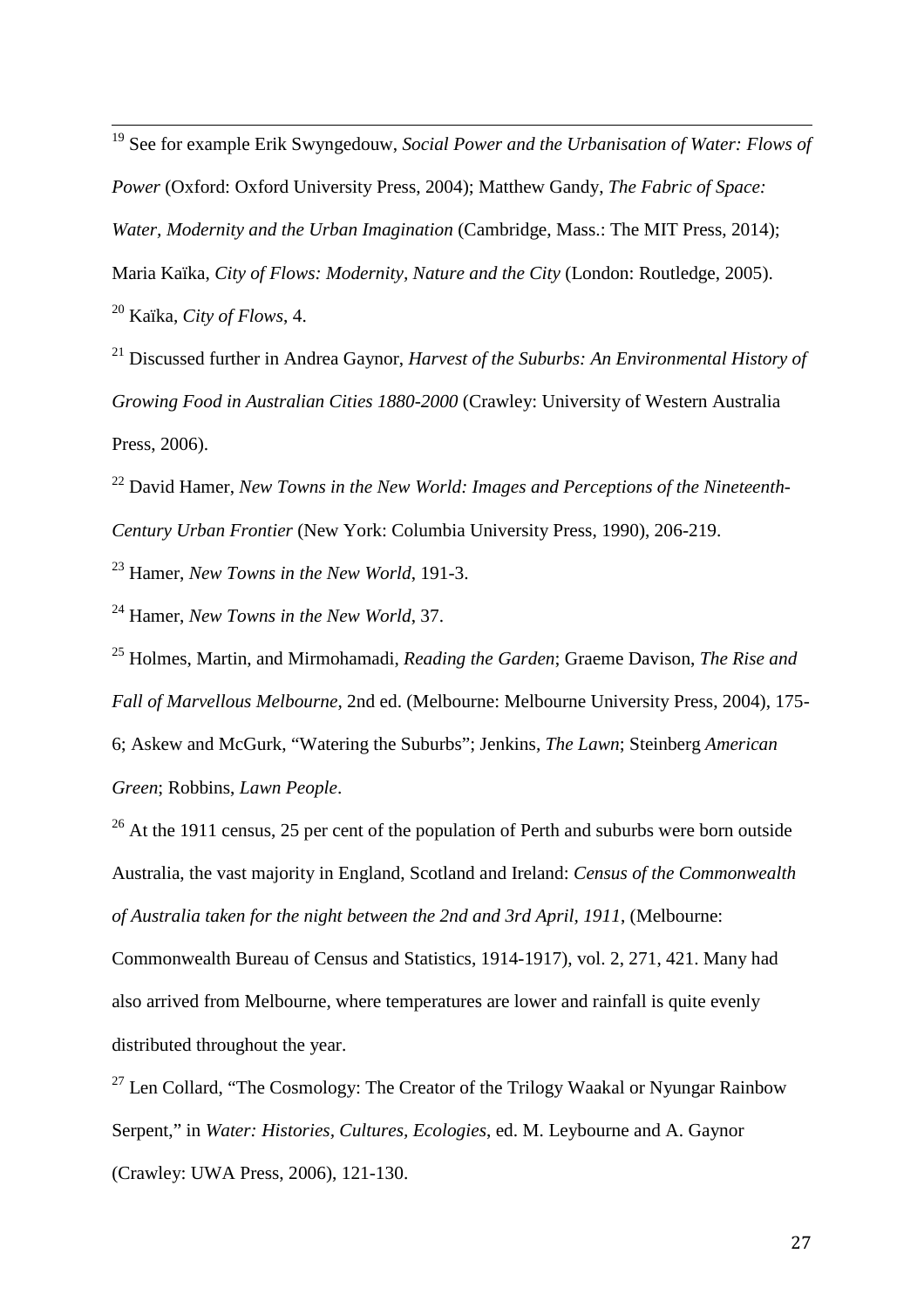[19] See for example Erik Swyngedouw, *Social Power and the Urbanisation of Water: Flows of Power* (Oxford: Oxford University Press, 2004); Matthew Gandy, *The Fabric of Space: Water, Modernity and the Urban Imagination* (Cambridge, Mass.: The MIT Press, 2014); Maria Kaïka, *City of Flows: Modernity, Nature and the City* (London: Routledge, 2005).

[20] Kaïka, *City of Flows*, 4.

[21] Discussed further in Andrea Gaynor, *Harvest of the Suburbs: An Environmental History of Growing Food in Australian Cities 1880-2000* (Crawley: University of Western Australia Press, 2006).

[22] David Hamer, *New Towns in the New World: Images and Perceptions of the Nineteenth-Century Urban Frontier* (New York: Columbia University Press, 1990), 206-219.

[23] Hamer, *New Towns in the New World*, 191-3.

[24] Hamer, *New Towns in the New World*, 37.

[25] Holmes, Martin, and Mirmohamadi, *Reading the Garden*; Graeme Davison, *The Rise and Fall of Marvellous Melbourne*, 2nd ed. (Melbourne: Melbourne University Press, 2004), 175-6; Askew and McGurk, "Watering the Suburbs"; Jenkins, *The Lawn*; Steinberg *American Green*; Robbins, *Lawn People*.

[26] At the 1911 census, 25 per cent of the population of Perth and suburbs were born outside Australia, the vast majority in England, Scotland and Ireland: *Census of the Commonwealth of Australia taken for the night between the 2nd and 3rd April, 1911*, (Melbourne: Commonwealth Bureau of Census and Statistics, 1914-1917), vol. 2, 271, 421. Many had also arrived from Melbourne, where temperatures are lower and rainfall is quite evenly distributed throughout the year.

[27] Len Collard, "The Cosmology: The Creator of the Trilogy Waakal or Nyungar Rainbow Serpent," in *Water: Histories, Cultures, Ecologies*, ed. M. Leybourne and A. Gaynor (Crawley: UWA Press, 2006), 121-130.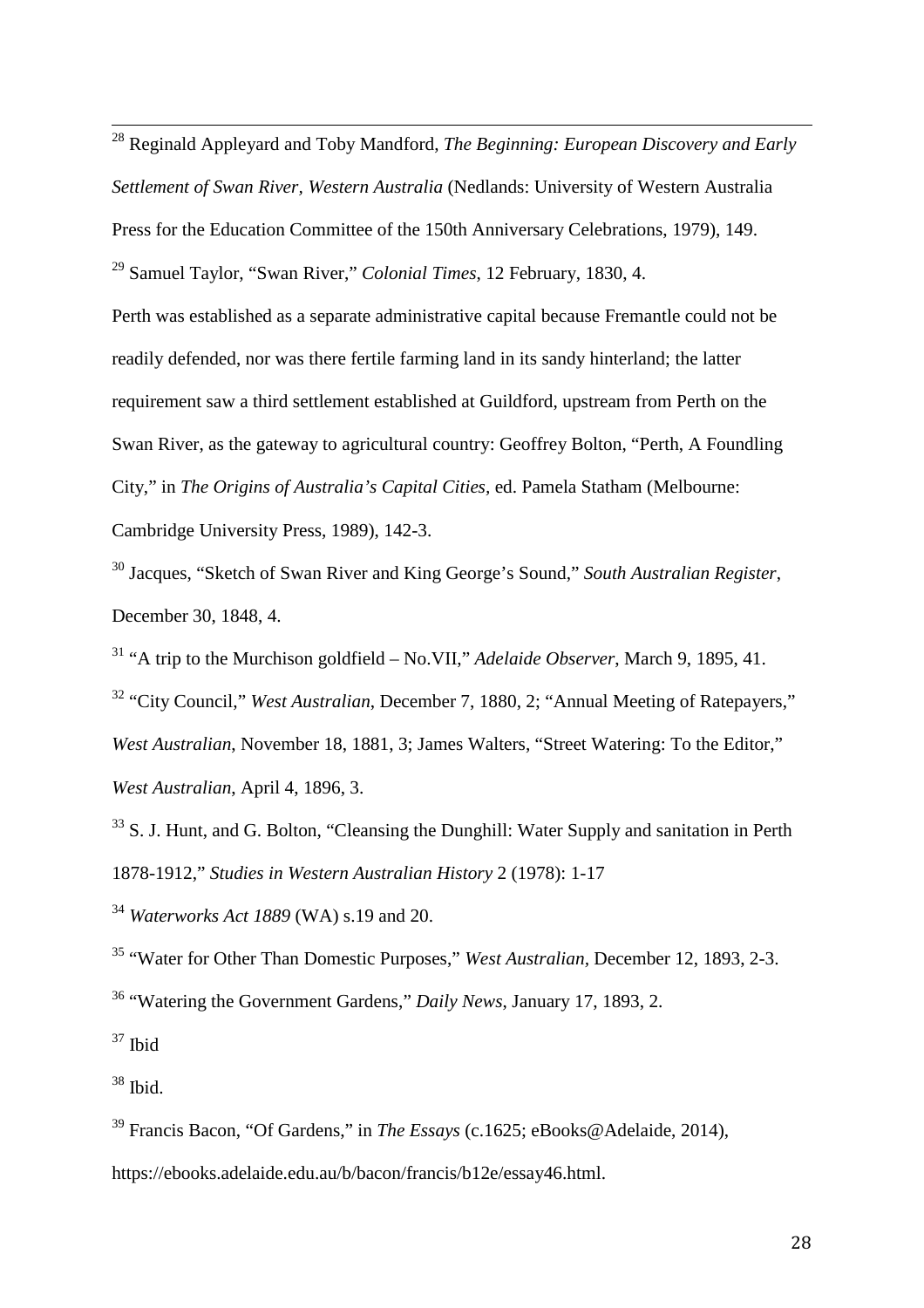[28] Reginald Appleyard and Toby Mandford, *The Beginning: European Discovery and Early Settlement of Swan River, Western Australia* (Nedlands: University of Western Australia Press for the Education Committee of the 150th Anniversary Celebrations, 1979), 149.

[29] Samuel Taylor, "Swan River," *Colonial Times*, 12 February, 1830, 4.

Perth was established as a separate administrative capital because Fremantle could not be readily defended, nor was there fertile farming land in its sandy hinterland; the latter requirement saw a third settlement established at Guildford, upstream from Perth on the Swan River, as the gateway to agricultural country: Geoffrey Bolton, "Perth, A Foundling City," in *The Origins of Australia's Capital Cities*, ed. Pamela Statham (Melbourne: Cambridge University Press, 1989), 142-3.

[30] Jacques, "Sketch of Swan River and King George's Sound," *South Australian Register*, December 30, 1848, 4.

[31] "A trip to the Murchison goldfield – No.VII," *Adelaide Observer*, March 9, 1895, 41.

[32] "City Council," *West Australian*, December 7, 1880, 2; "Annual Meeting of Ratepayers," *West Australian*, November 18, 1881, 3; James Walters, "Street Watering: To the Editor," *West Australian*, April 4, 1896, 3.

[33] S. J. Hunt, and G. Bolton, "Cleansing the Dunghill: Water Supply and sanitation in Perth 1878-1912," *Studies in Western Australian History* 2 (1978): 1-17

[34] *Waterworks Act 1889* (WA) s.19 and 20.

[35] "Water for Other Than Domestic Purposes," *West Australian*, December 12, 1893, 2-3.

[36] "Watering the Government Gardens," *Daily News*, January 17, 1893, 2.

[37] Ibid

[38] Ibid.

[39] Francis Bacon, "Of Gardens," in *The Essays* (c.1625; eBooks@Adelaide, 2014), https://ebooks.adelaide.edu.au/b/bacon/francis/b12e/essay46.html.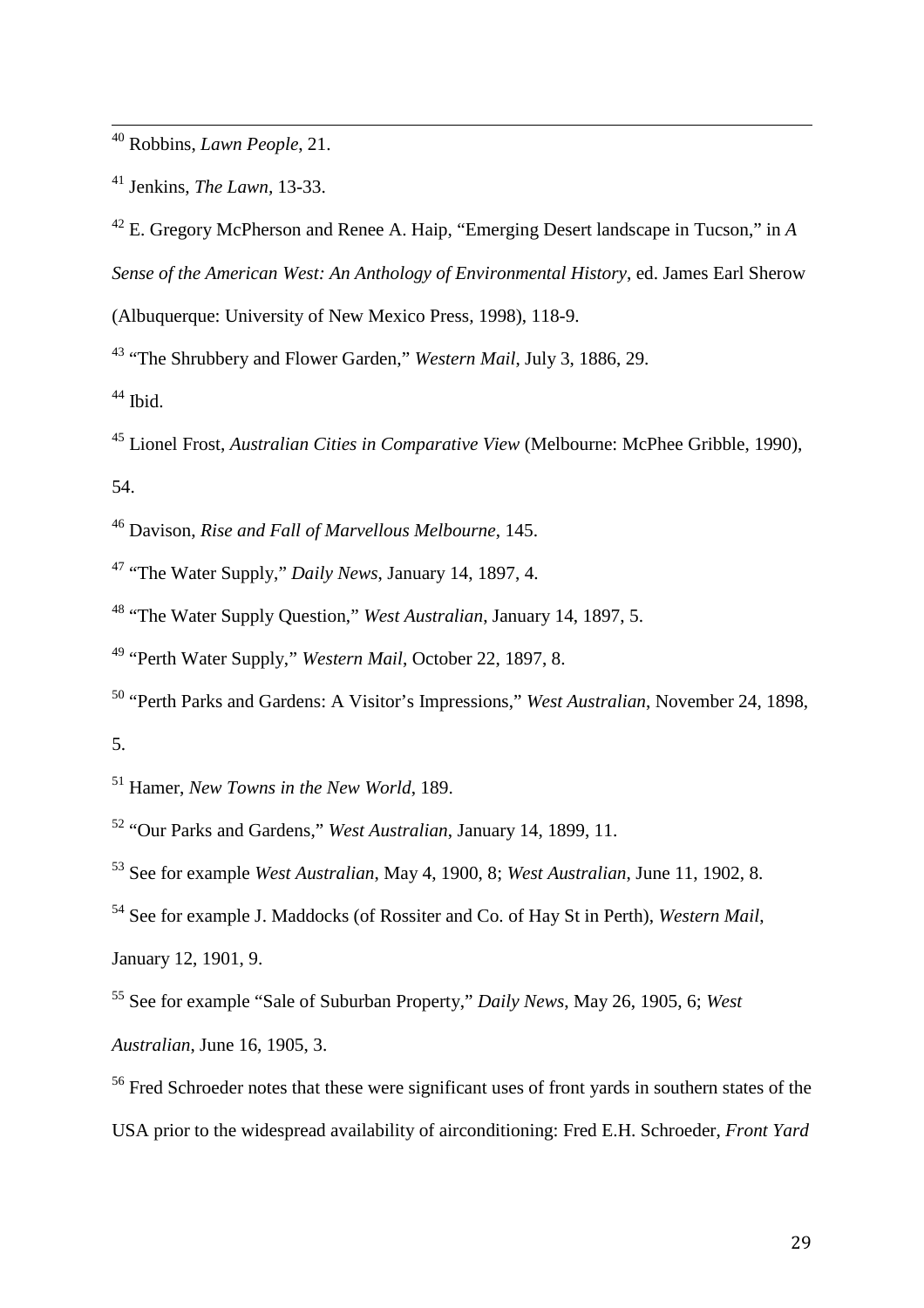[40] Robbins, *Lawn People*, 21.

[41] Jenkins, *The Lawn*, 13-33.

[42] E. Gregory McPherson and Renee A. Haip, "Emerging Desert landscape in Tucson," in *A Sense of the American West: An Anthology of Environmental History*, ed. James Earl Sherow (Albuquerque: University of New Mexico Press, 1998), 118-9.

[43] "The Shrubbery and Flower Garden," *Western Mail*, July 3, 1886, 29.

[44] Ibid.

[45] Lionel Frost, *Australian Cities in Comparative View* (Melbourne: McPhee Gribble, 1990), 54.

[46] Davison, *Rise and Fall of Marvellous Melbourne*, 145.

[47] "The Water Supply," *Daily News*, January 14, 1897, 4.

[48] "The Water Supply Question," *West Australian*, January 14, 1897, 5.

[49] "Perth Water Supply," *Western Mail*, October 22, 1897, 8.

[50] "Perth Parks and Gardens: A Visitor's Impressions," *West Australian*, November 24, 1898, 5.

[51] Hamer, *New Towns in the New World*, 189.

[52] "Our Parks and Gardens," *West Australian*, January 14, 1899, 11.

[53] See for example *West Australian*, May 4, 1900, 8; *West Australian*, June 11, 1902, 8.

[54] See for example J. Maddocks (of Rossiter and Co. of Hay St in Perth), *Western Mail*, January 12, 1901, 9.

[55] See for example "Sale of Suburban Property," *Daily News*, May 26, 1905, 6; *West Australian*, June 16, 1905, 3.

[56] Fred Schroeder notes that these were significant uses of front yards in southern states of the USA prior to the widespread availability of airconditioning: Fred E.H. Schroeder, *Front Yard*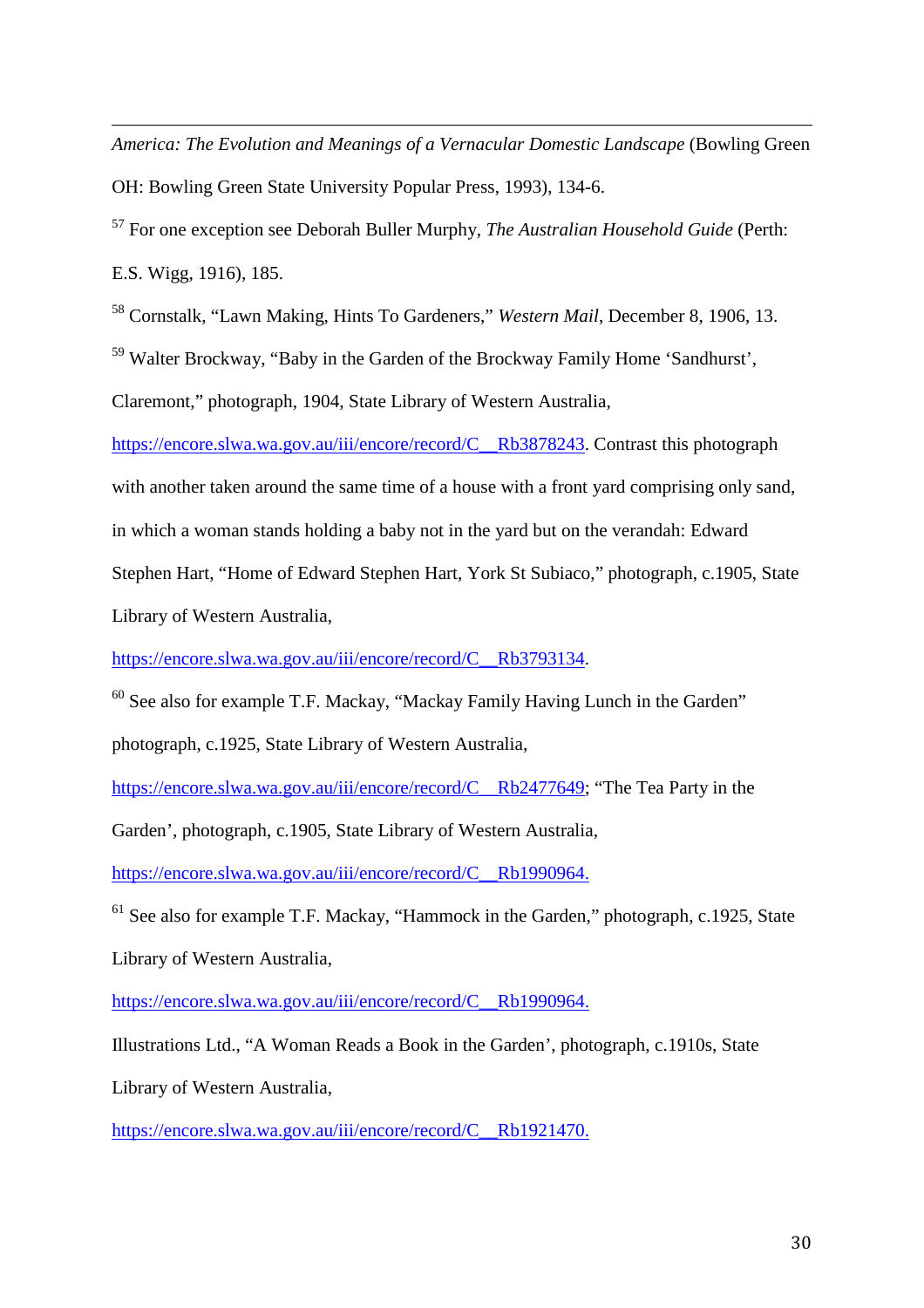*America: The Evolution and Meanings of a Vernacular Domestic Landscape* (Bowling Green OH: Bowling Green State University Popular Press, 1993), 134-6.

[57] For one exception see Deborah Buller Murphy, *The Australian Household Guide* (Perth: E.S. Wigg, 1916), 185.

[58] Cornstalk, "Lawn Making, Hints To Gardeners," *Western Mail*, December 8, 1906, 13.

[59] Walter Brockway, "Baby in the Garden of the Brockway Family Home 'Sandhurst', Claremont," photograph, 1904, State Library of Western Australia, https://encore.slwa.wa.gov.au/iii/encore/record/C__Rb3878243. Contrast this photograph with another taken around the same time of a house with a front yard comprising only sand, in which a woman stands holding a baby not in the yard but on the verandah: Edward Stephen Hart, "Home of Edward Stephen Hart, York St Subiaco," photograph, c.1905, State Library of Western Australia, https://encore.slwa.wa.gov.au/iii/encore/record/C__Rb3793134.

[60] See also for example T.F. Mackay, "Mackay Family Having Lunch in the Garden" photograph, c.1925, State Library of Western Australia, https://encore.slwa.wa.gov.au/iii/encore/record/C__Rb2477649; "The Tea Party in the Garden', photograph, c.1905, State Library of Western Australia, https://encore.slwa.wa.gov.au/iii/encore/record/C__Rb1990964.

[61] See also for example T.F. Mackay, "Hammock in the Garden," photograph, c.1925, State Library of Western Australia, https://encore.slwa.wa.gov.au/iii/encore/record/C__Rb1990964.

Illustrations Ltd., "A Woman Reads a Book in the Garden', photograph, c.1910s, State Library of Western Australia, https://encore.slwa.wa.gov.au/iii/encore/record/C__Rb1921470.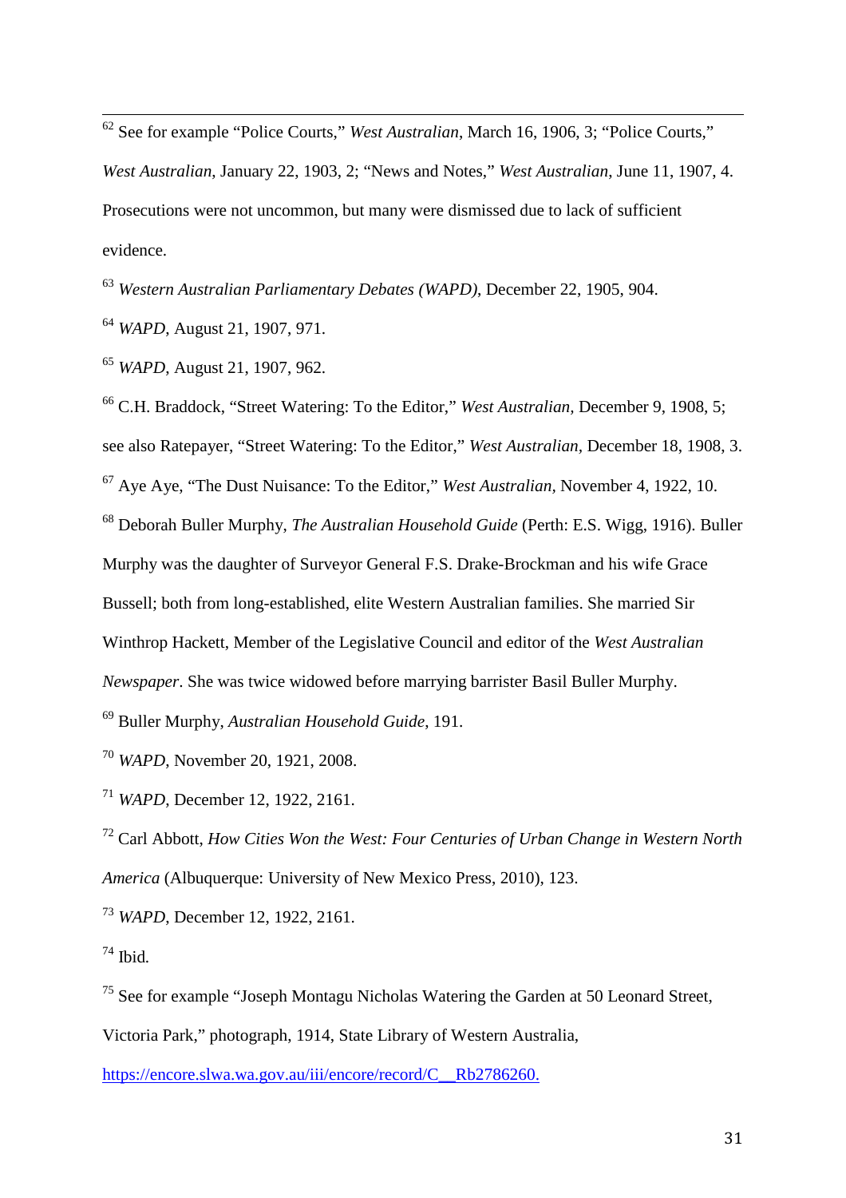[62] See for example "Police Courts," *West Australian*, March 16, 1906, 3; "Police Courts," *West Australian*, January 22, 1903, 2; "News and Notes," *West Australian*, June 11, 1907, 4. Prosecutions were not uncommon, but many were dismissed due to lack of sufficient evidence.

[63] *Western Australian Parliamentary Debates (WAPD)*, December 22, 1905, 904.

[64] *WAPD*, August 21, 1907, 971.

[65] *WAPD*, August 21, 1907, 962.

[66] C.H. Braddock, "Street Watering: To the Editor," *West Australian*, December 9, 1908, 5; see also Ratepayer, "Street Watering: To the Editor," *West Australian*, December 18, 1908, 3.

[67] Aye Aye, "The Dust Nuisance: To the Editor," *West Australian*, November 4, 1922, 10.

[68] Deborah Buller Murphy, *The Australian Household Guide* (Perth: E.S. Wigg, 1916). Buller Murphy was the daughter of Surveyor General F.S. Drake-Brockman and his wife Grace Bussell; both from long-established, elite Western Australian families. She married Sir Winthrop Hackett, Member of the Legislative Council and editor of the *West Australian Newspaper*. She was twice widowed before marrying barrister Basil Buller Murphy.

[69] Buller Murphy, *Australian Household Guide*, 191.

[70] *WAPD*, November 20, 1921, 2008.

[71] *WAPD*, December 12, 1922, 2161.

[72] Carl Abbott, *How Cities Won the West: Four Centuries of Urban Change in Western North America* (Albuquerque: University of New Mexico Press, 2010), 123.

[73] *WAPD*, December 12, 1922, 2161.

[74] Ibid.

[75] See for example "Joseph Montagu Nicholas Watering the Garden at 50 Leonard Street, Victoria Park," photograph, 1914, State Library of Western Australia, https://encore.slwa.wa.gov.au/iii/encore/record/C__Rb2786260.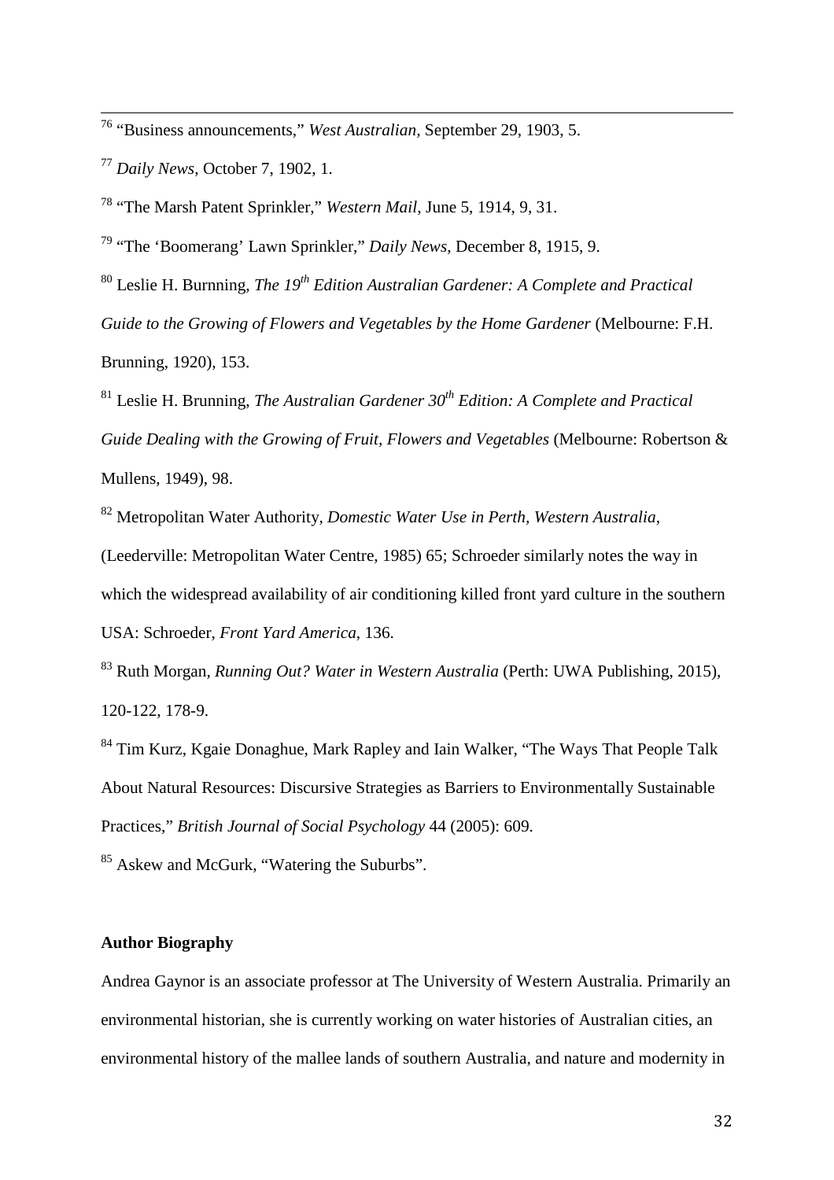[76] "Business announcements," *West Australian*, September 29, 1903, 5.

[77] *Daily News*, October 7, 1902, 1.

[78] "The Marsh Patent Sprinkler," *Western Mail*, June 5, 1914, 9, 31.

[79] "The 'Boomerang' Lawn Sprinkler," *Daily News*, December 8, 1915, 9.

[80] Leslie H. Burnning, *The 19th Edition Australian Gardener: A Complete and Practical Guide to the Growing of Flowers and Vegetables by the Home Gardener* (Melbourne: F.H. Brunning, 1920), 153.

[81] Leslie H. Brunning, *The Australian Gardener 30th Edition: A Complete and Practical Guide Dealing with the Growing of Fruit, Flowers and Vegetables* (Melbourne: Robertson & Mullens, 1949), 98.

[82] Metropolitan Water Authority, *Domestic Water Use in Perth, Western Australia*, (Leederville: Metropolitan Water Centre, 1985) 65; Schroeder similarly notes the way in which the widespread availability of air conditioning killed front yard culture in the southern USA: Schroeder, *Front Yard America*, 136.

[83] Ruth Morgan, *Running Out? Water in Western Australia* (Perth: UWA Publishing, 2015), 120-122, 178-9.

[84] Tim Kurz, Kgaie Donaghue, Mark Rapley and Iain Walker, "The Ways That People Talk About Natural Resources: Discursive Strategies as Barriers to Environmentally Sustainable Practices," *British Journal of Social Psychology* 44 (2005): 609.

[85] Askew and McGurk, "Watering the Suburbs".

**Author Biography**

Andrea Gaynor is an associate professor at The University of Western Australia. Primarily an environmental historian, she is currently working on water histories of Australian cities, an environmental history of the mallee lands of southern Australia, and nature and modernity in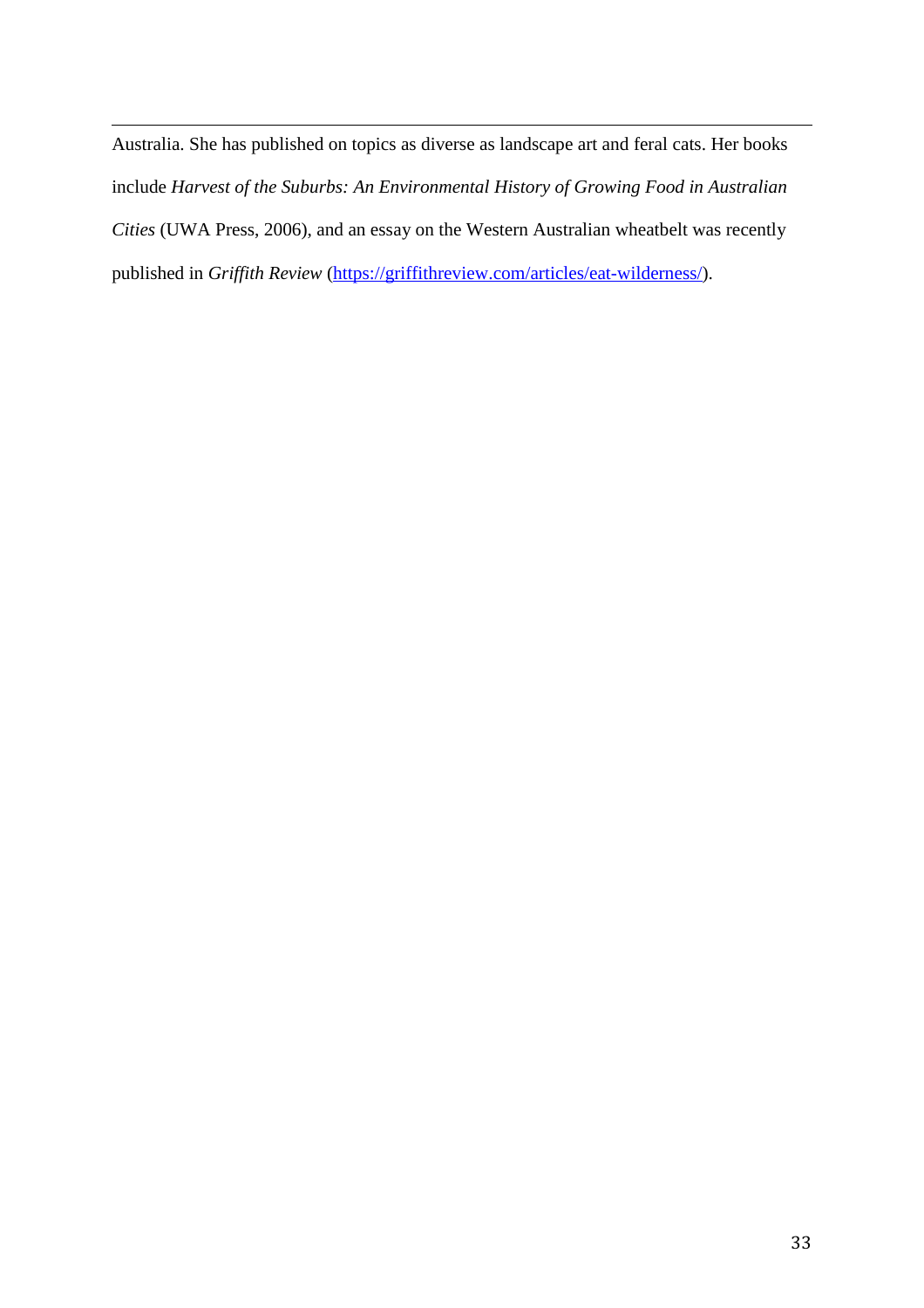Australia. She has published on topics as diverse as landscape art and feral cats. Her books include *Harvest of the Suburbs: An Environmental History of Growing Food in Australian Cities* (UWA Press, 2006), and an essay on the Western Australian wheatbelt was recently published in *Griffith Review* (https://griffithreview.com/articles/eat-wilderness/).